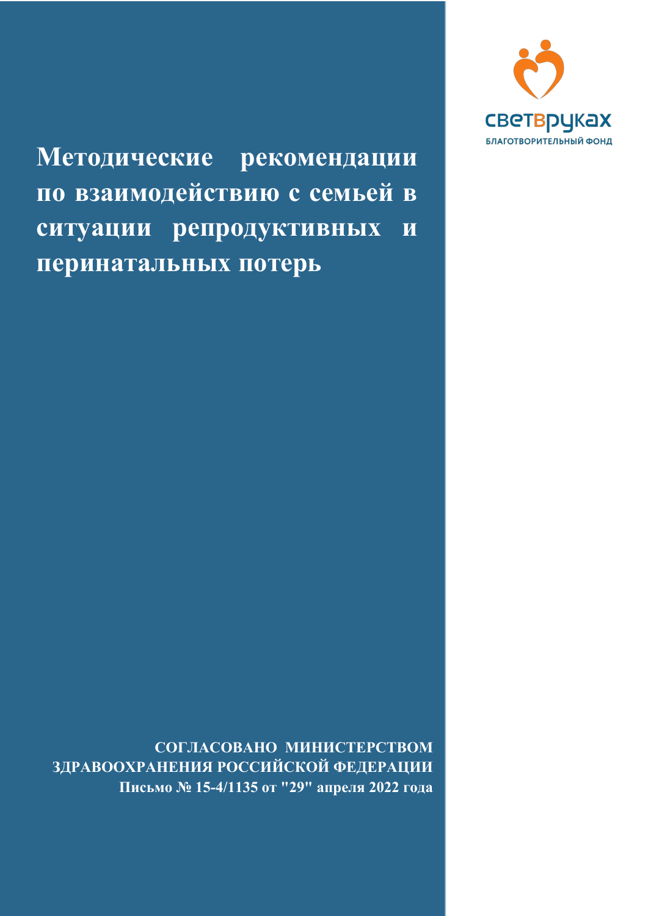светврукax

БЛАГОТВОРИТЕЛЬНЫЙ ФОНД

# Методические рекомендации по взаимодействию с семьей в ситуации репродуктивных и перинатальных потерь

**СОГЛАСОВАНО МИНИСТЕРСТВОМ ЗДРАВООХРАНЕНИЯ РОССИЙСКОЙ ФЕДЕРАЦИИ**
**Письмо № 15-4/1135 от "29" апреля 2022 года**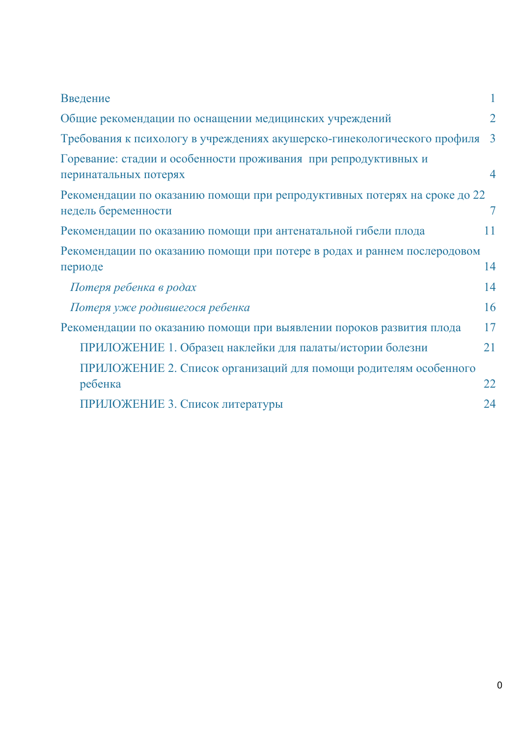| | |
|---|---|
| Введение | 1 |
| Общие рекомендации по оснащении медицинских учреждений | 2 |
| Требования к психологу в учреждениях акушерско-гинекологического профиля | 3 |
| Горевание: стадии и особенности проживания  при репродуктивных и перинатальных потерях | 4 |
| Рекомендации по оказанию помощи при репродуктивных потерях на сроке до 22 недель беременности | 7 |
| Рекомендации по оказанию помощи при антенатальной гибели плода | 11 |
| Рекомендации по оказанию помощи при потере в родах и раннем послеродовом периоде | 14 |
| *Потеря ребенка в родах* | 14 |
| *Потеря уже родившегося ребенка* | 16 |
| Рекомендации по оказанию помощи при выявлении пороков развития плода | 17 |
| ПРИЛОЖЕНИЕ 1. Образец наклейки для палаты/истории болезни | 21 |
| ПРИЛОЖЕНИЕ 2. Список организаций для помощи родителям особенного ребенка | 22 |
| ПРИЛОЖЕНИЕ 3. Список литературы | 24 |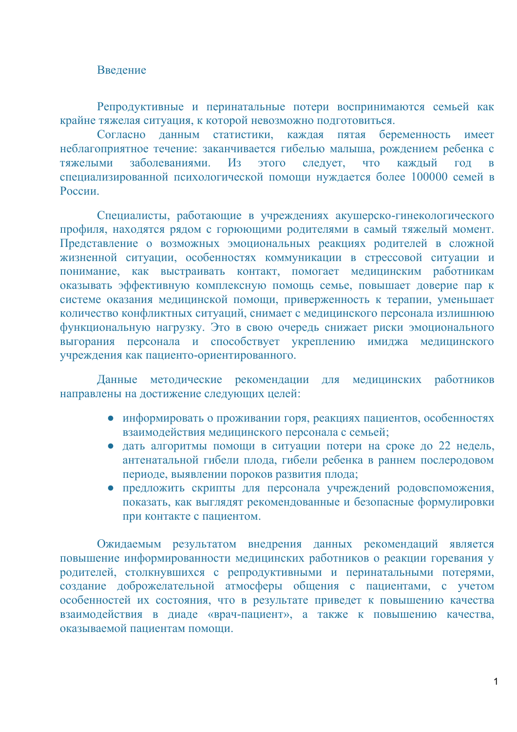# Введение

Репродуктивные и перинатальные потери воспринимаются семьей как крайне тяжелая ситуация, к которой невозможно подготовиться.

Согласно данным статистики, каждая пятая беременность имеет неблагоприятное течение: заканчивается гибелью малыша, рождением ребенка с тяжелыми заболеваниями. Из этого следует, что каждый год в специализированной психологической помощи нуждается более 100000 семей в России.

Специалисты, работающие в учреждениях акушерско-гинекологического профиля, находятся рядом с горюющими родителями в самый тяжелый момент. Представление о возможных эмоциональных реакциях родителей в сложной жизненной ситуации, особенностях коммуникации в стрессовой ситуации и понимание, как выстраивать контакт, помогает медицинским работникам оказывать эффективную комплексную помощь семье, повышает доверие пар к системе оказания медицинской помощи, приверженность к терапии, уменьшает количество конфликтных ситуаций, снимает с медицинского персонала излишнюю функциональную нагрузку. Это в свою очередь снижает риски эмоционального выгорания персонала и способствует укреплению имиджа медицинского учреждения как пациенто-ориентированного.

Данные методические рекомендации для медицинских работников направлены на достижение следующих целей:

- информировать о проживании горя, реакциях пациентов, особенностях взаимодействия медицинского персонала с семьей;
- дать алгоритмы помощи в ситуации потери на сроке до 22 недель, антенатальной гибели плода, гибели ребенка в раннем послеродовом периоде, выявлении пороков развития плода;
- предложить скрипты для персонала учреждений родовспоможения, показать, как выглядят рекомендованные и безопасные формулировки при контакте с пациентом.

Ожидаемым результатом внедрения данных рекомендаций является повышение информированности медицинских работников о реакции горевания у родителей, столкнувшихся с репродуктивными и перинатальными потерями, создание доброжелательной атмосферы общения с пациентами, с учетом особенностей их состояния, что в результате приведет к повышению качества взаимодействия в диаде «врач-пациент», а также к повышению качества, оказываемой пациентам помощи.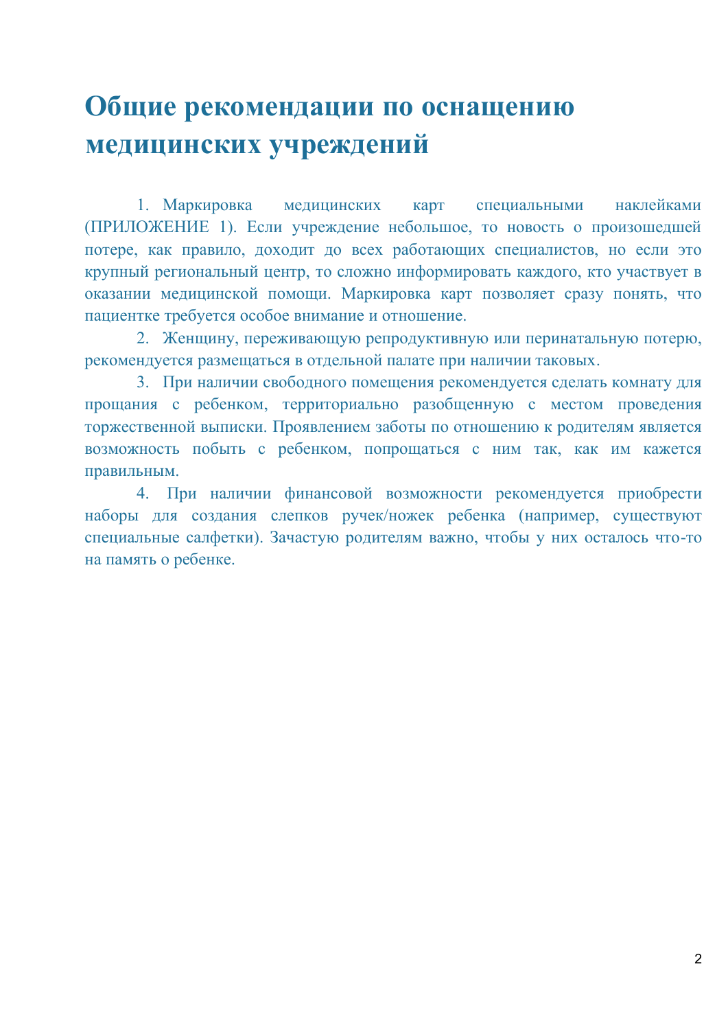# Общие рекомендации по оснащению медицинских учреждений

1. Маркировка медицинских карт специальными наклейками (ПРИЛОЖЕНИЕ 1). Если учреждение небольшое, то новость о произошедшей потере, как правило, доходит до всех работающих специалистов, но если это крупный региональный центр, то сложно информировать каждого, кто участвует в оказании медицинской помощи. Маркировка карт позволяет сразу понять, что пациентке требуется особое внимание и отношение.
2. Женщину, переживающую репродуктивную или перинатальную потерю, рекомендуется размещаться в отдельной палате при наличии таковых.
3. При наличии свободного помещения рекомендуется сделать комнату для прощания с ребенком, территориально разобщенную с местом проведения торжественной выписки. Проявлением заботы по отношению к родителям является возможность побыть с ребенком, попрощаться с ним так, как им кажется правильным.
4. При наличии финансовой возможности рекомендуется приобрести наборы для создания слепков ручек/ножек ребенка (например, существуют специальные салфетки). Зачастую родителям важно, чтобы у них осталось что-то на память о ребенке.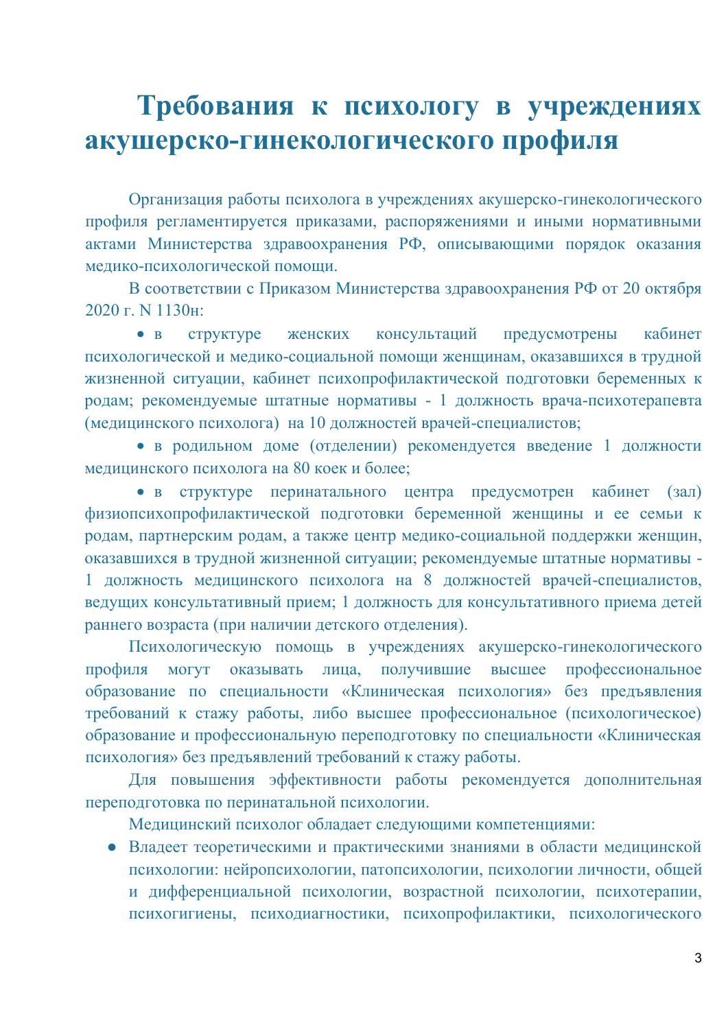# Требования к психологу в учреждениях акушерско-гинекологического профиля

Организация работы психолога в учреждениях акушерско-гинекологического профиля регламентируется приказами, распоряжениями и иными нормативными актами Министерства здравоохранения РФ, описывающими порядок оказания медико-психологической помощи.

В соответствии с Приказом Министерства здравоохранения РФ от 20 октября 2020 г. N 1130н:

- в структуре женских консультаций предусмотрены кабинет психологической и медико-социальной помощи женщинам, оказавшихся в трудной жизненной ситуации, кабинет психопрофилактической подготовки беременных к родам; рекомендуемые штатные нормативы - 1 должность врача-психотерапевта (медицинского психолога) на 10 должностей врачей-специалистов;
- в родильном доме (отделении) рекомендуется введение 1 должности медицинского психолога на 80 коек и более;
- в структуре перинатального центра предусмотрен кабинет (зал) физиопсихопрофилактической подготовки беременной женщины и ее семьи к родам, партнерским родам, а также центр медико-социальной поддержки женщин, оказавшихся в трудной жизненной ситуации; рекомендуемые штатные нормативы - 1 должность медицинского психолога на 8 должностей врачей-специалистов, ведущих консультативный прием; 1 должность для консультативного приема детей раннего возраста (при наличии детского отделения).

Психологическую помощь в учреждениях акушерско-гинекологического профиля могут оказывать лица, получившие высшее профессиональное образование по специальности «Клиническая психология» без предъявления требований к стажу работы, либо высшее профессиональное (психологическое) образование и профессиональную переподготовку по специальности «Клиническая психология» без предъявлений требований к стажу работы.

Для повышения эффективности работы рекомендуется дополнительная переподготовка по перинатальной психологии.

Медицинский психолог обладает следующими компетенциями:

- Владеет теоретическими и практическими знаниями в области медицинской психологии: нейропсихологии, патопсихологии, психологии личности, общей и дифференциальной психологии, возрастной психологии, психотерапии, психогигиены, психодиагностики, психопрофилактики, психологического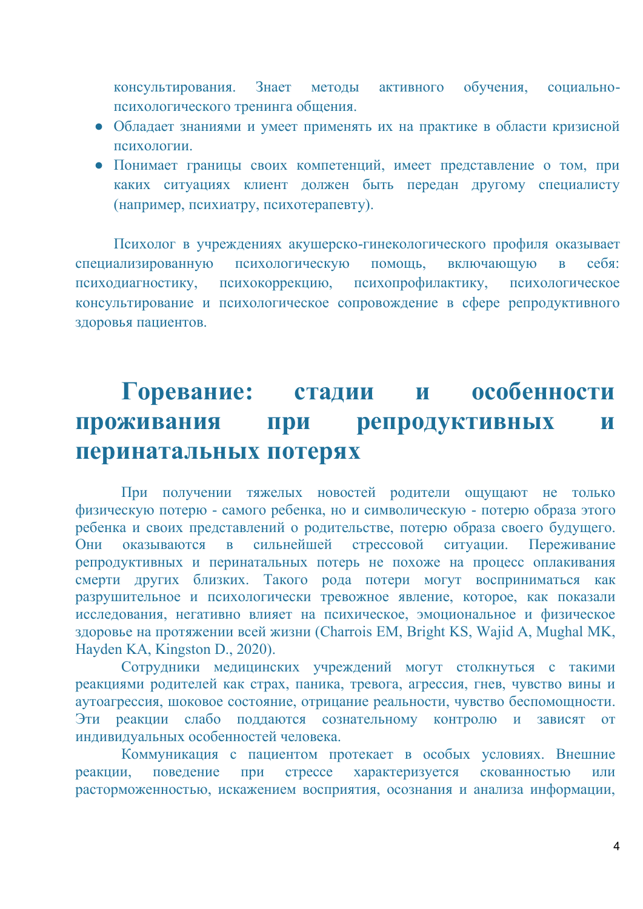консультирования. Знает методы активного обучения, социально-психологического тренинга общения.

- Обладает знаниями и умеет применять их на практике в области кризисной психологии.
- Понимает границы своих компетенций, имеет представление о том, при каких ситуациях клиент должен быть передан другому специалисту (например, психиатру, психотерапевту).

Психолог в учреждениях акушерско-гинекологического профиля оказывает специализированную психологическую помощь, включающую в себя: психодиагностику, психокоррекцию, психопрофилактику, психологическое консультирование и психологическое сопровождение в сфере репродуктивного здоровья пациентов.

# Горевание: стадии и особенности проживания при репродуктивных и перинатальных потерях

При получении тяжелых новостей родители ощущают не только физическую потерю - самого ребенка, но и символическую - потерю образа этого ребенка и своих представлений о родительстве, потерю образа своего будущего. Они оказываются в сильнейшей стрессовой ситуации. Переживание репродуктивных и перинатальных потерь не похоже на процесс оплакивания смерти других близких. Такого рода потери могут восприниматься как разрушительное и психологически тревожное явление, которое, как показали исследования, негативно влияет на психическое, эмоциональное и физическое здоровье на протяжении всей жизни (Charrois EM, Bright KS, Wajid A, Mughal MK, Hayden KA, Kingston D., 2020).

Сотрудники медицинских учреждений могут столкнуться с такими реакциями родителей как страх, паника, тревога, агрессия, гнев, чувство вины и аутоагрессия, шоковое состояние, отрицание реальности, чувство беспомощности. Эти реакции слабо поддаются сознательному контролю и зависят от индивидуальных особенностей человека.

Коммуникация с пациентом протекает в особых условиях. Внешние реакции, поведение при стрессе характеризуется скованностью или расторможенностью, искажением восприятия, осознания и анализа информации,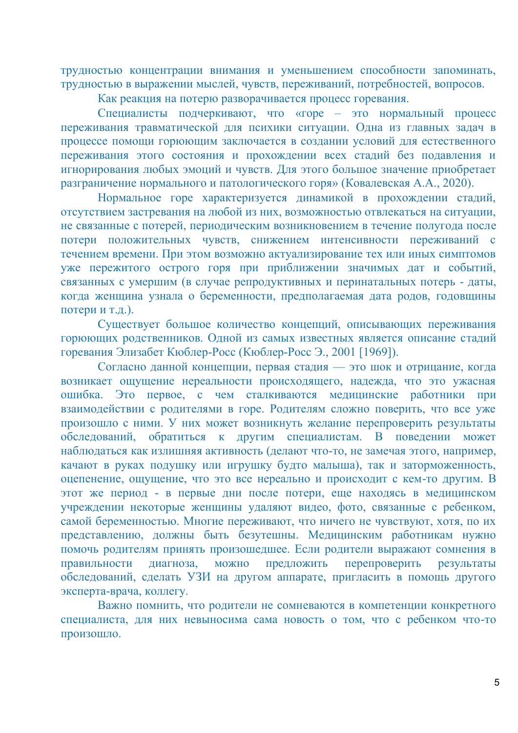трудностью концентрации внимания и уменьшением способности запоминать, трудностью в выражении мыслей, чувств, переживаний, потребностей, вопросов.

Как реакция на потерю разворачивается процесс горевания.

Специалисты подчеркивают, что «горе – это нормальный процесс переживания травматической для психики ситуации. Одна из главных задач в процессе помощи горюющим заключается в создании условий для естественного переживания этого состояния и прохождении всех стадий без подавления и игнорирования любых эмоций и чувств. Для этого большое значение приобретает разграничение нормального и патологического горя» (Ковалевская А.А., 2020).

Нормальное горе характеризуется динамикой в прохождении стадий, отсутствием застревания на любой из них, возможностью отвлекаться на ситуации, не связанные с потерей, периодическим возникновением в течение полугода после потери положительных чувств, снижением интенсивности переживаний с течением времени. При этом возможно актуализирование тех или иных симптомов уже пережитого острого горя при приближении значимых дат и событий, связанных с умершим (в случае репродуктивных и перинатальных потерь - даты, когда женщина узнала о беременности, предполагаемая дата родов, годовщины потери и т.д.).

Существует большое количество концепций, описывающих переживания горюющих родственников. Одной из самых известных является описание стадий горевания Элизабет Кюблер-Росс (Кюблер-Росс Э., 2001 [1969]).

Согласно данной концепции, первая стадия — это шок и отрицание, когда возникает ощущение нереальности происходящего, надежда, что это ужасная ошибка. Это первое, с чем сталкиваются медицинские работники при взаимодействии с родителями в горе. Родителям сложно поверить, что все уже произошло с ними. У них может возникнуть желание перепроверить результаты обследований, обратиться к другим специалистам. В поведении может наблюдаться как излишняя активность (делают что-то, не замечая этого, например, качают в руках подушку или игрушку будто малыша), так и заторможенность, оцепенение, ощущение, что это все нереально и происходит с кем-то другим. В этот же период - в первые дни после потери, еще находясь в медицинском учреждении некоторые женщины удаляют видео, фото, связанные с ребенком, самой беременностью. Многие переживают, что ничего не чувствуют, хотя, по их представлению, должны быть безутешны. Медицинским работникам нужно помочь родителям принять произошедшее. Если родители выражают сомнения в правильности диагноза, можно предложить перепроверить результаты обследований, сделать УЗИ на другом аппарате, пригласить в помощь другого эксперта-врача, коллегу.

Важно помнить, что родители не сомневаются в компетенции конкретного специалиста, для них невыносима сама новость о том, что с ребенком что-то произошло.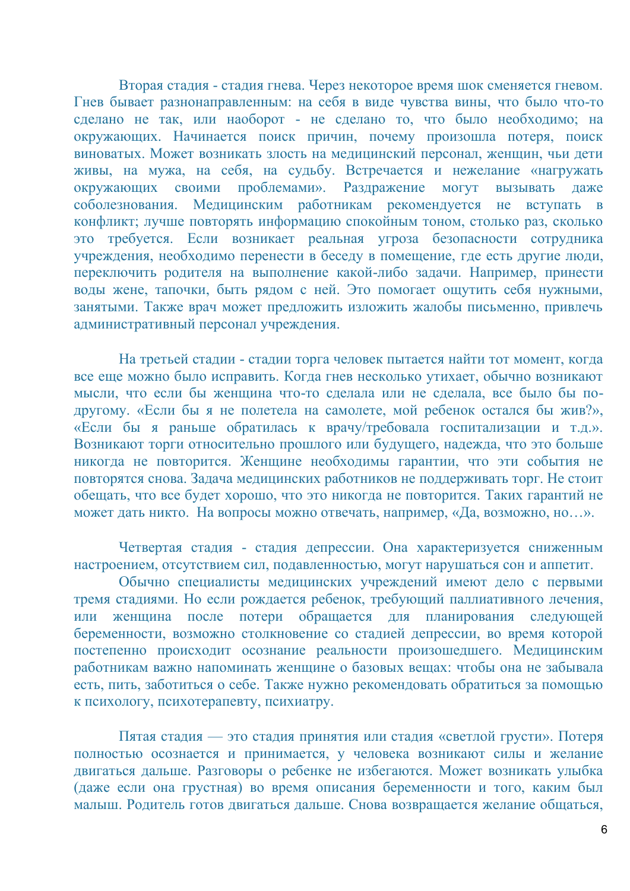Вторая стадия - стадия гнева. Через некоторое время шок сменяется гневом. Гнев бывает разнонаправленным: на себя в виде чувства вины, что было что-то сделано не так, или наоборот - не сделано то, что было необходимо; на окружающих. Начинается поиск причин, почему произошла потеря, поиск виноватых. Может возникать злость на медицинский персонал, женщин, чьи дети живы, на мужа, на себя, на судьбу. Встречается и нежелание «нагружать окружающих своими проблемами». Раздражение могут вызывать даже соболезнования. Медицинским работникам рекомендуется не вступать в конфликт; лучше повторять информацию спокойным тоном, столько раз, сколько это требуется. Если возникает реальная угроза безопасности сотрудника учреждения, необходимо перенести в беседу в помещение, где есть другие люди, переключить родителя на выполнение какой-либо задачи. Например, принести воды жене, тапочки, быть рядом с ней. Это помогает ощутить себя нужными, занятыми. Также врач может предложить изложить жалобы письменно, привлечь административный персонал учреждения.

На третьей стадии - стадии торга человек пытается найти тот момент, когда все еще можно было исправить. Когда гнев несколько утихает, обычно возникают мысли, что если бы женщина что-то сделала или не сделала, все было бы по-другому. «Если бы я не полетела на самолете, мой ребенок остался бы жив?», «Если бы я раньше обратилась к врачу/требовала госпитализации и т.д.». Возникают торги относительно прошлого или будущего, надежда, что это больше никогда не повторится. Женщине необходимы гарантии, что эти события не повторятся снова. Задача медицинских работников не поддерживать торг. Не стоит обещать, что все будет хорошо, что это никогда не повторится. Таких гарантий не может дать никто. На вопросы можно отвечать, например, «Да, возможно, но…».

Четвертая стадия - стадия депрессии. Она характеризуется сниженным настроением, отсутствием сил, подавленностью, могут нарушаться сон и аппетит.

Обычно специалисты медицинских учреждений имеют дело с первыми тремя стадиями. Но если рождается ребенок, требующий паллиативного лечения, или женщина после потери обращается для планирования следующей беременности, возможно столкновение со стадией депрессии, во время которой постепенно происходит осознание реальности произошедшего. Медицинским работникам важно напоминать женщине о базовых вещах: чтобы она не забывала есть, пить, заботиться о себе. Также нужно рекомендовать обратиться за помощью к психологу, психотерапевту, психиатру.

Пятая стадия — это стадия принятия или стадия «светлой грусти». Потеря полностью осознается и принимается, у человека возникают силы и желание двигаться дальше. Разговоры о ребенке не избегаются. Может возникать улыбка (даже если она грустная) во время описания беременности и того, каким был малыш. Родитель готов двигаться дальше. Снова возвращается желание общаться,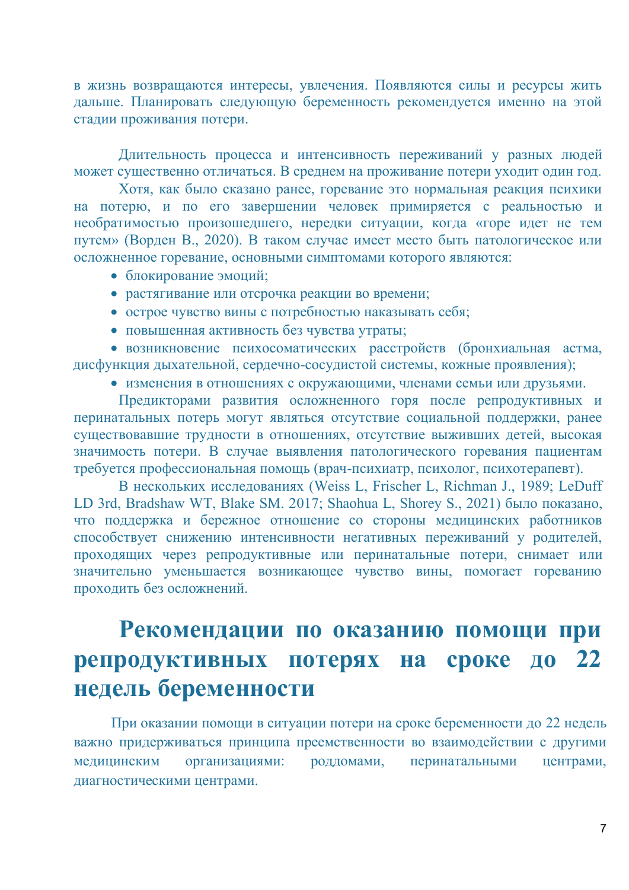в жизнь возвращаются интересы, увлечения. Появляются силы и ресурсы жить дальше. Планировать следующую беременность рекомендуется именно на этой стадии проживания потери.

Длительность процесса и интенсивность переживаний у разных людей может существенно отличаться. В среднем на проживание потери уходит один год.

Хотя, как было сказано ранее, горевание это нормальная реакция психики на потерю, и по его завершении человек примиряется с реальностью и необратимостью произошедшего, нередки ситуации, когда «горе идет не тем путем» (Ворден В., 2020). В таком случае имеет место быть патологическое или осложненное горевание, основными симптомами которого являются:

- блокирование эмоций;
- растягивание или отсрочка реакции во времени;
- острое чувство вины с потребностью наказывать себя;
- повышенная активность без чувства утраты;
- возникновение психосоматических расстройств (бронхиальная астма, дисфункция дыхательной, сердечно-сосудистой системы, кожные проявления);
- изменения в отношениях с окружающими, членами семьи или друзьями.

Предикторами развития осложненного горя после репродуктивных и перинатальных потерь могут являться отсутствие социальной поддержки, ранее существовавшие трудности в отношениях, отсутствие выживших детей, высокая значимость потери. В случае выявления патологического горевания пациентам требуется профессиональная помощь (врач-психиатр, психолог, психотерапевт).

В нескольких исследованиях (Weiss L, Frischer L, Richman J., 1989; LeDuff LD 3rd, Bradshaw WT, Blake SM. 2017; Shaohua L, Shorey S., 2021) было показано, что поддержка и бережное отношение со стороны медицинских работников способствует снижению интенсивности негативных переживаний у родителей, проходящих через репродуктивные или перинатальные потери, снимает или значительно уменьшается возникающее чувство вины, помогает гореванию проходить без осложнений.

# Рекомендации по оказанию помощи при репродуктивных потерях на сроке до 22 недель беременности

При оказании помощи в ситуации потери на сроке беременности до 22 недель важно придерживаться принципа преемственности во взаимодействии с другими медицинским организациями: роддомами, перинатальными центрами, диагностическими центрами.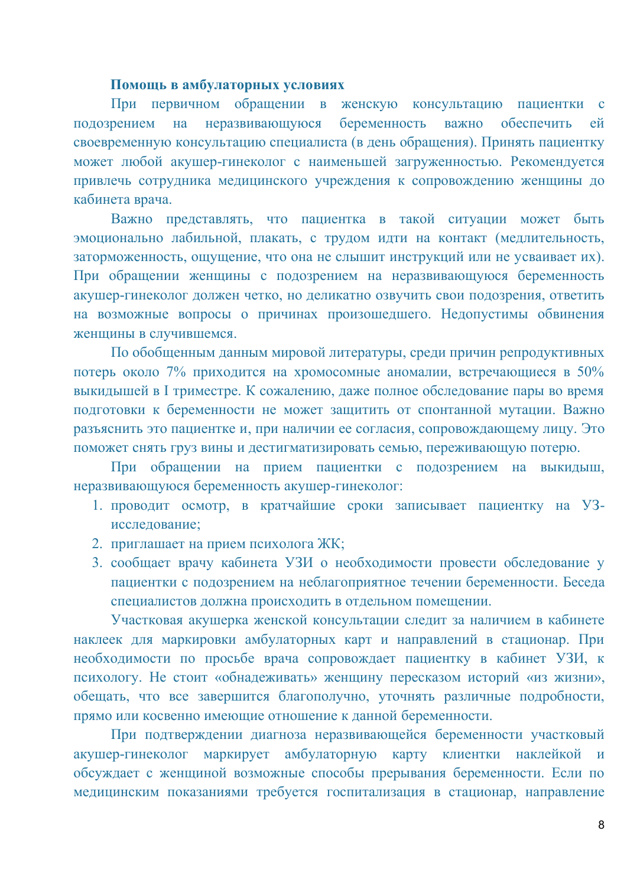**Помощь в амбулаторных условиях**

При первичном обращении в женскую консультацию пациентки с подозрением на неразвивающуюся беременность важно обеспечить ей своевременную консультацию специалиста (в день обращения). Принять пациентку может любой акушер-гинеколог с наименьшей загруженностью. Рекомендуется привлечь сотрудника медицинского учреждения к сопровождению женщины до кабинета врача.

Важно представлять, что пациентка в такой ситуации может быть эмоционально лабильной, плакать, с трудом идти на контакт (медлительность, заторможенность, ощущение, что она не слышит инструкций или не усваивает их). При обращении женщины с подозрением на неразвивающуюся беременность акушер-гинеколог должен четко, но деликатно озвучить свои подозрения, ответить на возможные вопросы о причинах произошедшего. Недопустимы обвинения женщины в случившемся.

По обобщенным данным мировой литературы, среди причин репродуктивных потерь около 7% приходится на хромосомные аномалии, встречающиеся в 50% выкидышей в I триместре. К сожалению, даже полное обследование пары во время подготовки к беременности не может защитить от спонтанной мутации. Важно разъяснить это пациентке и, при наличии ее согласия, сопровождающему лицу. Это поможет снять груз вины и дестигматизировать семью, переживающую потерю.

При обращении на прием пациентки с подозрением на выкидыш, неразвивающуюся беременность акушер-гинеколог:

1. проводит осмотр, в кратчайшие сроки записывает пациентку на УЗ-исследование;
2. приглашает на прием психолога ЖК;
3. сообщает врачу кабинета УЗИ о необходимости провести обследование у пациентки с подозрением на неблагоприятное течении беременности. Беседа специалистов должна происходить в отдельном помещении.

Участковая акушерка женской консультации следит за наличием в кабинете наклеек для маркировки амбулаторных карт и направлений в стационар. При необходимости по просьбе врача сопровождает пациентку в кабинет УЗИ, к психологу. Не стоит «обнадеживать» женщину пересказом историй «из жизни», обещать, что все завершится благополучно, уточнять различные подробности, прямо или косвенно имеющие отношение к данной беременности.

При подтверждении диагноза неразвивающейся беременности участковый акушер-гинеколог маркирует амбулаторную карту клиентки наклейкой и обсуждает с женщиной возможные способы прерывания беременности. Если по медицинским показаниями требуется госпитализация в стационар, направление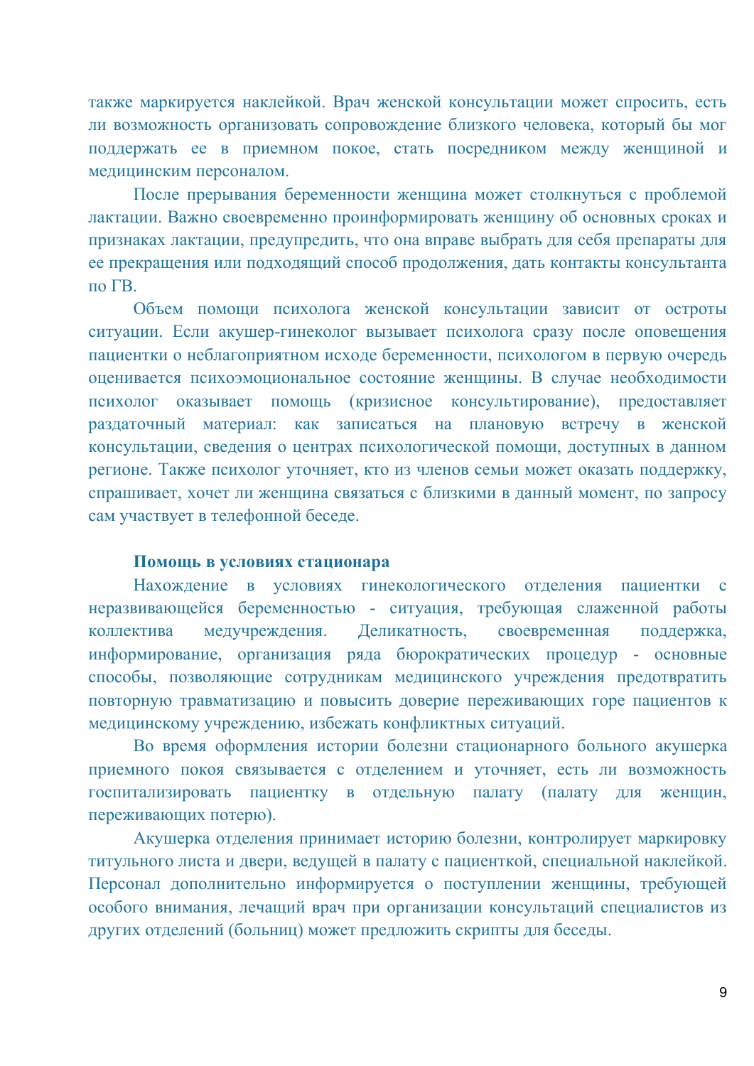также маркируется наклейкой. Врач женской консультации может спросить, есть ли возможность организовать сопровождение близкого человека, который бы мог поддержать ее в приемном покое, стать посредником между женщиной и медицинским персоналом.

После прерывания беременности женщина может столкнуться с проблемой лактации. Важно своевременно проинформировать женщину об основных сроках и признаках лактации, предупредить, что она вправе выбрать для себя препараты для ее прекращения или подходящий способ продолжения, дать контакты консультанта по ГВ.

Объем помощи психолога женской консультации зависит от остроты ситуации. Если акушер-гинеколог вызывает психолога сразу после оповещения пациентки о неблагоприятном исходе беременности, психологом в первую очередь оценивается психоэмоциональное состояние женщины. В случае необходимости психолог оказывает помощь (кризисное консультирование), предоставляет раздаточный материал: как записаться на плановую встречу в женской консультации, сведения о центрах психологической помощи, доступных в данном регионе. Также психолог уточняет, кто из членов семьи может оказать поддержку, спрашивает, хочет ли женщина связаться с близкими в данный момент, по запросу сам участвует в телефонной беседе.

**Помощь в условиях стационара**

Нахождение в условиях гинекологического отделения пациентки с неразвивающейся беременностью - ситуация, требующая слаженной работы коллектива медучреждения. Деликатность, своевременная поддержка, информирование, организация ряда бюрократических процедур - основные способы, позволяющие сотрудникам медицинского учреждения предотвратить повторную травматизацию и повысить доверие переживающих горе пациентов к медицинскому учреждению, избежать конфликтных ситуаций.

Во время оформления истории болезни стационарного больного акушерка приемного покоя связывается с отделением и уточняет, есть ли возможность госпитализировать пациентку в отдельную палату (палату для женщин, переживающих потерю).

Акушерка отделения принимает историю болезни, контролирует маркировку титульного листа и двери, ведущей в палату с пациенткой, специальной наклейкой. Персонал дополнительно информируется о поступлении женщины, требующей особого внимания, лечащий врач при организации консультаций специалистов из других отделений (больниц) может предложить скрипты для беседы.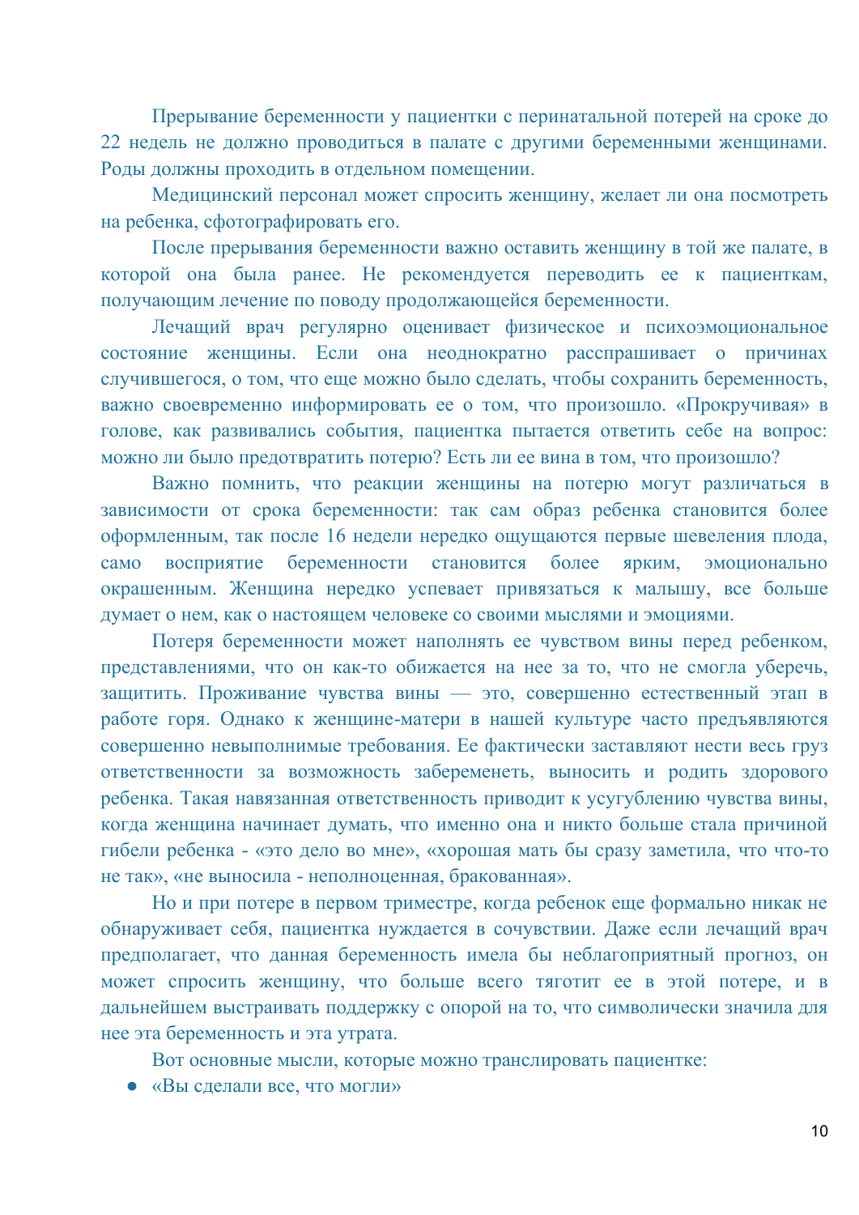Прерывание беременности у пациентки с перинатальной потерей на сроке до 22 недель не должно проводиться в палате с другими беременными женщинами. Роды должны проходить в отдельном помещении.

Медицинский персонал может спросить женщину, желает ли она посмотреть на ребенка, сфотографировать его.

После прерывания беременности важно оставить женщину в той же палате, в которой она была ранее. Не рекомендуется переводить ее к пациенткам, получающим лечение по поводу продолжающейся беременности.

Лечащий врач регулярно оценивает физическое и психоэмоциональное состояние женщины. Если она неоднократно расспрашивает о причинах случившегося, о том, что еще можно было сделать, чтобы сохранить беременность, важно своевременно информировать ее о том, что произошло. «Прокручивая» в голове, как развивались события, пациентка пытается ответить себе на вопрос: можно ли было предотвратить потерю? Есть ли ее вина в том, что произошло?

Важно помнить, что реакции женщины на потерю могут различаться в зависимости от срока беременности: так сам образ ребенка становится более оформленным, так после 16 недели нередко ощущаются первые шевеления плода, само восприятие беременности становится более ярким, эмоционально окрашенным. Женщина нередко успевает привязаться к малышу, все больше думает о нем, как о настоящем человеке со своими мыслями и эмоциями.

Потеря беременности может наполнять ее чувством вины перед ребенком, представлениями, что он как-то обижается на нее за то, что не смогла уберечь, защитить. Проживание чувства вины — это, совершенно естественный этап в работе горя. Однако к женщине-матери в нашей культуре часто предъявляются совершенно невыполнимые требования. Ее фактически заставляют нести весь груз ответственности за возможность забеременеть, выносить и родить здорового ребенка. Такая навязанная ответственность приводит к усугублению чувства вины, когда женщина начинает думать, что именно она и никто больше стала причиной гибели ребенка - «это дело во мне», «хорошая мать бы сразу заметила, что что-то не так», «не выносила - неполноценная, бракованная».

Но и при потере в первом триместре, когда ребенок еще формально никак не обнаруживает себя, пациентка нуждается в сочувствии. Даже если лечащий врач предполагает, что данная беременность имела бы неблагоприятный прогноз, он может спросить женщину, что больше всего тяготит ее в этой потере, и в дальнейшем выстраивать поддержку с опорой на то, что символически значила для нее эта беременность и эта утрата.

Вот основные мысли, которые можно транслировать пациентке:

- «Вы сделали все, что могли»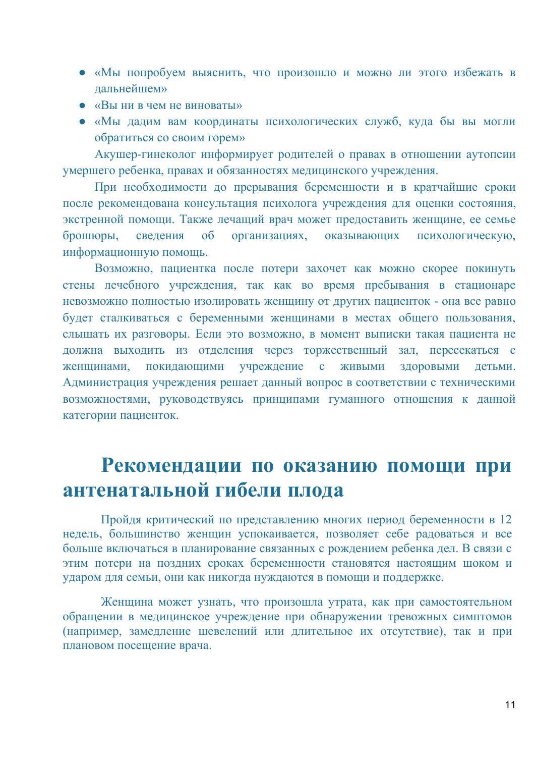- «Мы попробуем выяснить, что произошло и можно ли этого избежать в дальнейшем»
- «Вы ни в чем не виноваты»
- «Мы дадим вам координаты психологических служб, куда бы вы могли обратиться со своим горем»

Акушер-гинеколог информирует родителей о правах в отношении аутопсии умершего ребенка, правах и обязанностях медицинского учреждения.

При необходимости до прерывания беременности и в кратчайшие сроки после рекомендована консультация психолога учреждения для оценки состояния, экстренной помощи. Также лечащий врач может предоставить женщине, ее семье брошюры, сведения об организациях, оказывающих психологическую, информационную помощь.

Возможно, пациентка после потери захочет как можно скорее покинуть стены лечебного учреждения, так как во время пребывания в стационаре невозможно полностью изолировать женщину от других пациенток - она все равно будет сталкиваться с беременными женщинами в местах общего пользования, слышать их разговоры. Если это возможно, в момент выписки такая пациента не должна выходить из отделения через торжественный зал, пересекаться с женщинами, покидающими учреждение с живыми здоровыми детьми. Администрация учреждения решает данный вопрос в соответствии с техническими возможностями, руководствуясь принципами гуманного отношения к данной категории пациенток.

# Рекомендации по оказанию помощи при антенатальной гибели плода

Пройдя критический по представлению многих период беременности в 12 недель, большинство женщин успокаивается, позволяет себе радоваться и все больше включаться в планирование связанных с рождением ребенка дел. В связи с этим потери на поздних сроках беременности становятся настоящим шоком и ударом для семьи, они как никогда нуждаются в помощи и поддержке.

Женщина может узнать, что произошла утрата, как при самостоятельном обращении в медицинское учреждение при обнаружении тревожных симптомов (например, замедление шевелений или длительное их отсутствие), так и при плановом посещение врача.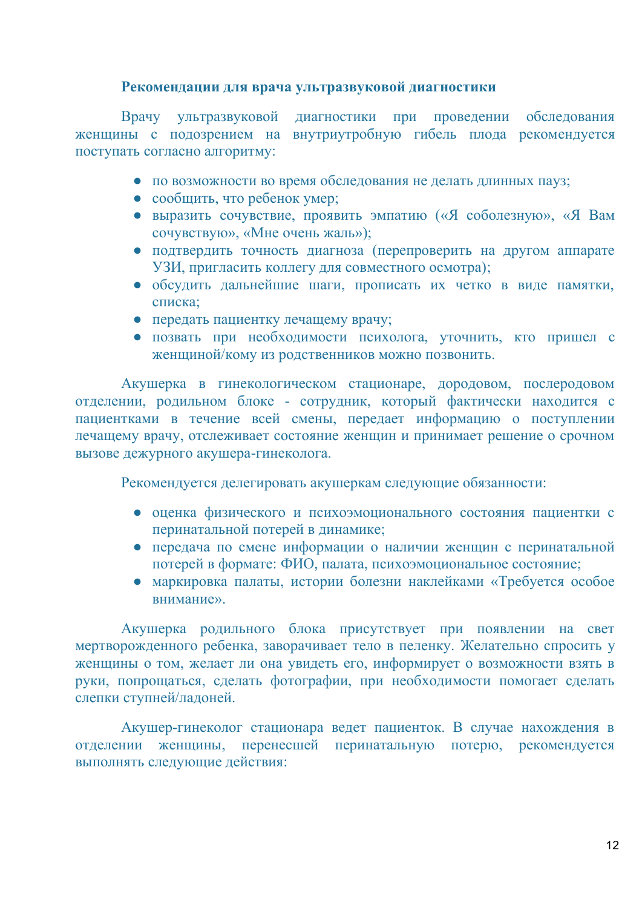### Рекомендации для врача ультразвуковой диагностики

Врачу ультразвуковой диагностики при проведении обследования женщины с подозрением на внутриутробную гибель плода рекомендуется поступать согласно алгоритму:

- по возможности во время обследования не делать длинных пауз;
- сообщить, что ребенок умер;
- выразить сочувствие, проявить эмпатию («Я соболезную», «Я Вам сочувствую», «Мне очень жаль»);
- подтвердить точность диагноза (перепроверить на другом аппарате УЗИ, пригласить коллегу для совместного осмотра);
- обсудить дальнейшие шаги, прописать их четко в виде памятки, списка;
- передать пациентку лечащему врачу;
- позвать при необходимости психолога, уточнить, кто пришел с женщиной/кому из родственников можно позвонить.

Акушерка в гинекологическом стационаре, дородовом, послеродовом отделении, родильном блоке - сотрудник, который фактически находится с пациентками в течение всей смены, передает информацию о поступлении лечащему врачу, отслеживает состояние женщин и принимает решение о срочном вызове дежурного акушера-гинеколога.

Рекомендуется делегировать акушеркам следующие обязанности:

- оценка физического и психоэмоционального состояния пациентки с перинатальной потерей в динамике;
- передача по смене информации о наличии женщин с перинатальной потерей в формате: ФИО, палата, психоэмоциональное состояние;
- маркировка палаты, истории болезни наклейками «Требуется особое внимание».

Акушерка родильного блока присутствует при появлении на свет мертворожденного ребенка, заворачивает тело в пеленку. Желательно спросить у женщины о том, желает ли она увидеть его, информирует о возможности взять в руки, попрощаться, сделать фотографии, при необходимости помогает сделать слепки ступней/ладоней.

Акушер-гинеколог стационара ведет пациенток. В случае нахождения в отделении женщины, перенесшей перинатальную потерю, рекомендуется выполнять следующие действия: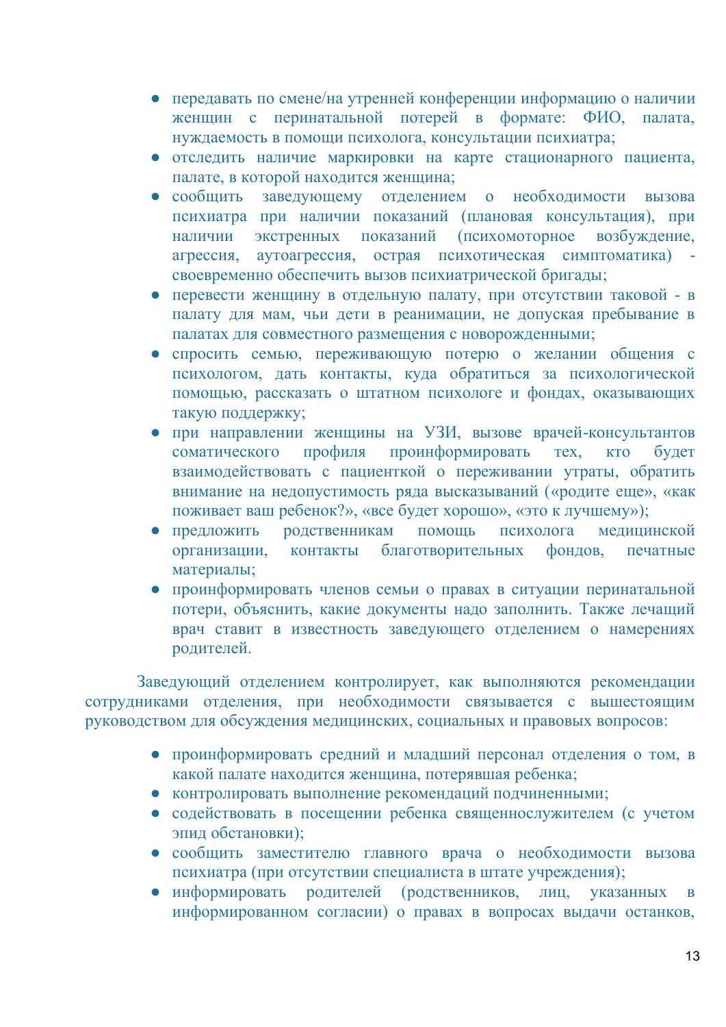- передавать по смене/на утренней конференции информацию о наличии женщин с перинатальной потерей в формате: ФИО, палата, нуждаемость в помощи психолога, консультации психиатра;
- отследить наличие маркировки на карте стационарного пациента, палате, в которой находится женщина;
- сообщить заведующему отделением о необходимости вызова психиатра при наличии показаний (плановая консультация), при наличии экстренных показаний (психомоторное возбуждение, агрессия, аутоагрессия, острая психотическая симптоматика) - своевременно обеспечить вызов психиатрической бригады;
- перевести женщину в отдельную палату, при отсутствии таковой - в палату для мам, чьи дети в реанимации, не допуская пребывание в палатах для совместного размещения с новорожденными;
- спросить семью, переживающую потерю о желании общения с психологом, дать контакты, куда обратиться за психологической помощью, рассказать о штатном психологе и фондах, оказывающих такую поддержку;
- при направлении женщины на УЗИ, вызове врачей-консультантов соматического профиля проинформировать тех, кто будет взаимодействовать с пациенткой о переживании утраты, обратить внимание на недопустимость ряда высказываний («родите еще», «как поживает ваш ребенок?», «все будет хорошо», «это к лучшему»);
- предложить родственникам помощь психолога медицинской организации, контакты благотворительных фондов, печатные материалы;
- проинформировать членов семьи о правах в ситуации перинатальной потери, объяснить, какие документы надо заполнить. Также лечащий врач ставит в известность заведующего отделением о намерениях родителей.

Заведующий отделением контролирует, как выполняются рекомендации сотрудниками отделения, при необходимости связывается с вышестоящим руководством для обсуждения медицинских, социальных и правовых вопросов:

- проинформировать средний и младший персонал отделения о том, в какой палате находится женщина, потерявшая ребенка;
- контролировать выполнение рекомендаций подчиненными;
- содействовать в посещении ребенка священнослужителем (с учетом эпид обстановки);
- сообщить заместителю главного врача о необходимости вызова психиатра (при отсутствии специалиста в штате учреждения);
- информировать родителей (родственников, лиц, указанных в информированном согласии) о правах в вопросах выдачи останков,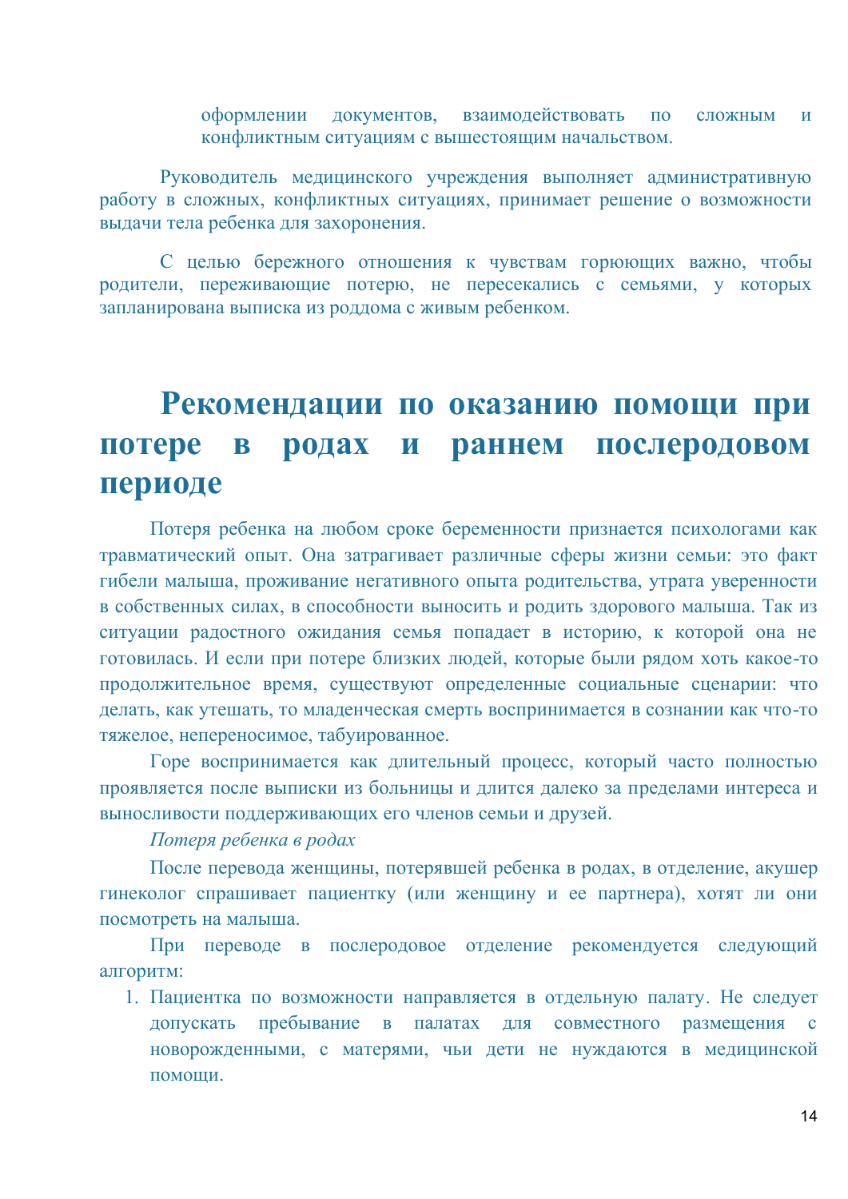оформлении документов, взаимодействовать по сложным и конфликтным ситуациям с вышестоящим начальством.

Руководитель медицинского учреждения выполняет административную работу в сложных, конфликтных ситуациях, принимает решение о возможности выдачи тела ребенка для захоронения.

С целью бережного отношения к чувствам горюющих важно, чтобы родители, переживающие потерю, не пересекались с семьями, у которых запланирована выписка из роддома с живым ребенком.

# Рекомендации по оказанию помощи при потере в родах и раннем послеродовом периоде

Потеря ребенка на любом сроке беременности признается психологами как травматический опыт. Она затрагивает различные сферы жизни семьи: это факт гибели малыша, проживание негативного опыта родительства, утрата уверенности в собственных силах, в способности выносить и родить здорового малыша. Так из ситуации радостного ожидания семья попадает в историю, к которой она не готовилась. И если при потере близких людей, которые были рядом хоть какое-то продолжительное время, существуют определенные социальные сценарии: что делать, как утешать, то младенческая смерть воспринимается в сознании как что-то тяжелое, непереносимое, табуированное.

Горе воспринимается как длительный процесс, который часто полностью проявляется после выписки из больницы и длится далеко за пределами интереса и выносливости поддерживающих его членов семьи и друзей.

*Потеря ребенка в родах*

После перевода женщины, потерявшей ребенка в родах, в отделение, акушер гинеколог спрашивает пациентку (или женщину и ее партнера), хотят ли они посмотреть на малыша.

При переводе в послеродовое отделение рекомендуется следующий алгоритм:

1. Пациентка по возможности направляется в отдельную палату. Не следует допускать пребывание в палатах для совместного размещения с новорожденными, с матерями, чьи дети не нуждаются в медицинской помощи.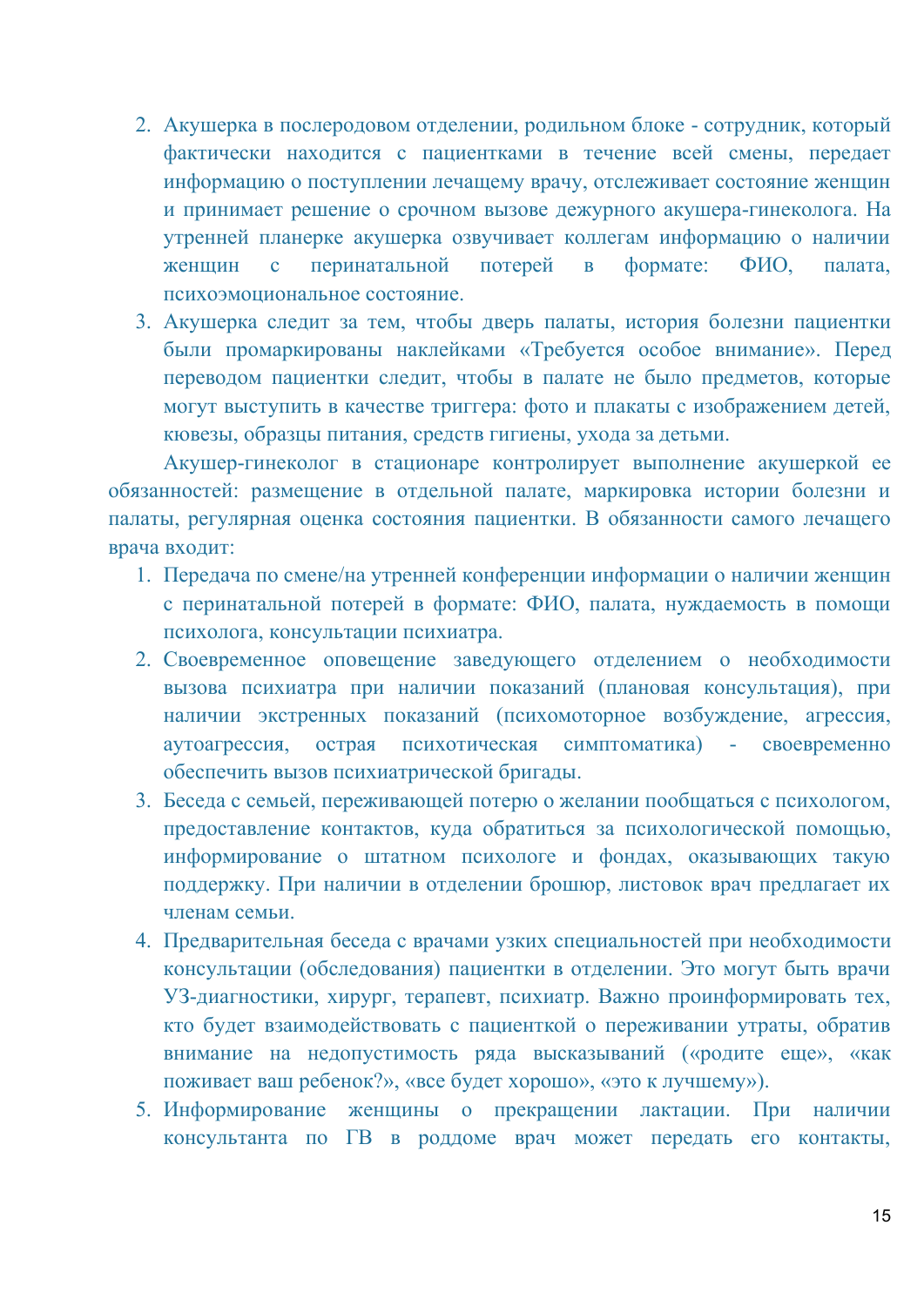2. Акушерка в послеродовом отделении, родильном блоке - сотрудник, который фактически находится с пациентками в течение всей смены, передает информацию о поступлении лечащему врачу, отслеживает состояние женщин и принимает решение о срочном вызове дежурного акушера-гинеколога. На утренней планерке акушерка озвучивает коллегам информацию о наличии женщин с перинатальной потерей в формате: ФИО, палата, психоэмоциональное состояние.
3. Акушерка следит за тем, чтобы дверь палаты, история болезни пациентки были промаркированы наклейками «Требуется особое внимание». Перед переводом пациентки следит, чтобы в палате не было предметов, которые могут выступить в качестве триггера: фото и плакаты с изображением детей, кювезы, образцы питания, средств гигиены, ухода за детьми.

Акушер-гинеколог в стационаре контролирует выполнение акушеркой ее обязанностей: размещение в отдельной палате, маркировка истории болезни и палаты, регулярная оценка состояния пациентки. В обязанности самого лечащего врача входит:

1. Передача по смене/на утренней конференции информации о наличии женщин с перинатальной потерей в формате: ФИО, палата, нуждаемость в помощи психолога, консультации психиатра.
2. Своевременное оповещение заведующего отделением о необходимости вызова психиатра при наличии показаний (плановая консультация), при наличии экстренных показаний (психомоторное возбуждение, агрессия, аутоагрессия, острая психотическая симптоматика) - своевременно обеспечить вызов психиатрической бригады.
3. Беседа с семьей, переживающей потерю о желании пообщаться с психологом, предоставление контактов, куда обратиться за психологической помощью, информирование о штатном психологе и фондах, оказывающих такую поддержку. При наличии в отделении брошюр, листовок врач предлагает их членам семьи.
4. Предварительная беседа с врачами узких специальностей при необходимости консультации (обследования) пациентки в отделении. Это могут быть врачи УЗ-диагностики, хирург, терапевт, психиатр. Важно проинформировать тех, кто будет взаимодействовать с пациенткой о переживании утраты, обратив внимание на недопустимость ряда высказываний («родите еще», «как поживает ваш ребенок?», «все будет хорошо», «это к лучшему»).
5. Информирование женщины о прекращении лактации. При наличии консультанта по ГВ в роддоме врач может передать его контакты,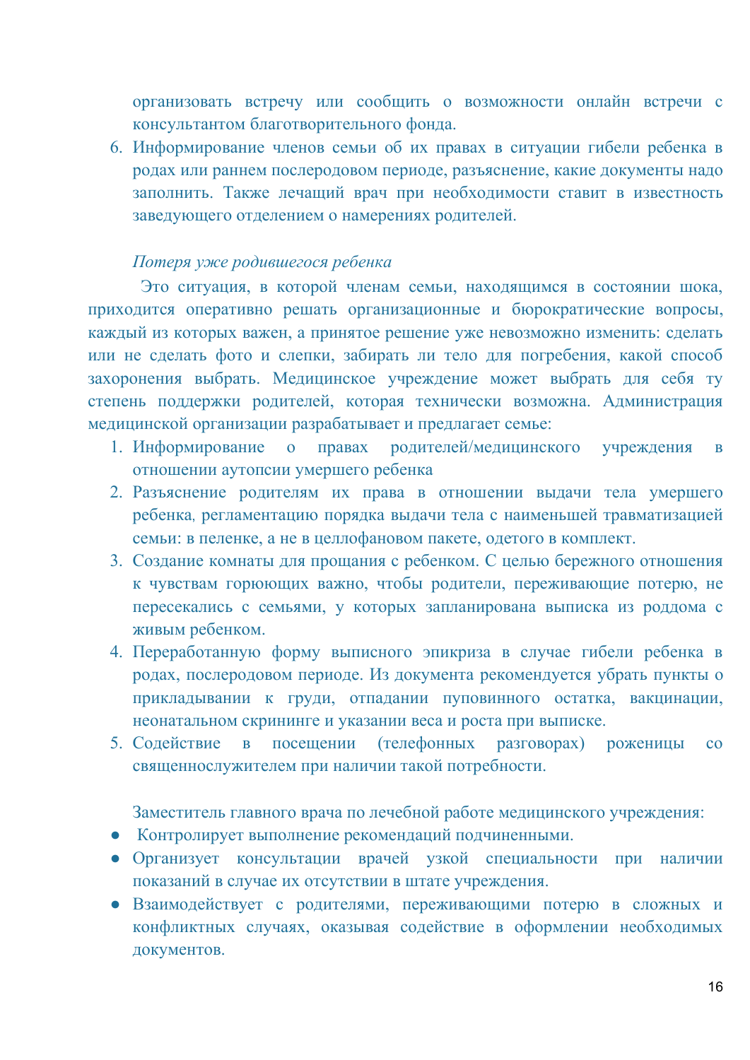организовать встречу или сообщить о возможности онлайн встречи с консультантом благотворительного фонда.

6. Информирование членов семьи об их правах в ситуации гибели ребенка в родах или раннем послеродовом периоде, разъяснение, какие документы надо заполнить. Также лечащий врач при необходимости ставит в известность заведующего отделением о намерениях родителей.

*Потеря уже родившегося ребенка*

Это ситуация, в которой членам семьи, находящимся в состоянии шока, приходится оперативно решать организационные и бюрократические вопросы, каждый из которых важен, а принятое решение уже невозможно изменить: сделать или не сделать фото и слепки, забирать ли тело для погребения, какой способ захоронения выбрать. Медицинское учреждение может выбрать для себя ту степень поддержки родителей, которая технически возможна. Администрация медицинской организации разрабатывает и предлагает семье:

1. Информирование о правах родителей/медицинского учреждения в отношении аутопсии умершего ребенка
2. Разъяснение родителям их права в отношении выдачи тела умершего ребенка, регламентацию порядка выдачи тела с наименьшей травматизацией семьи: в пеленке, а не в целлофановом пакете, одетого в комплект.
3. Создание комнаты для прощания с ребенком. С целью бережного отношения к чувствам горюющих важно, чтобы родители, переживающие потерю, не пересекались с семьями, у которых запланирована выписка из роддома с живым ребенком.
4. Переработанную форму выписного эпикриза в случае гибели ребенка в родах, послеродовом периоде. Из документа рекомендуется убрать пункты о прикладывании к груди, отпадании пуповинного остатка, вакцинации, неонатальном скрининге и указании веса и роста при выписке.
5. Содействие в посещении (телефонных разговорах) роженицы со священнослужителем при наличии такой потребности.

Заместитель главного врача по лечебной работе медицинского учреждения:

- Контролирует выполнение рекомендаций подчиненными.
- Организует консультации врачей узкой специальности при наличии показаний в случае их отсутствии в штате учреждения.
- Взаимодействует с родителями, переживающими потерю в сложных и конфликтных случаях, оказывая содействие в оформлении необходимых документов.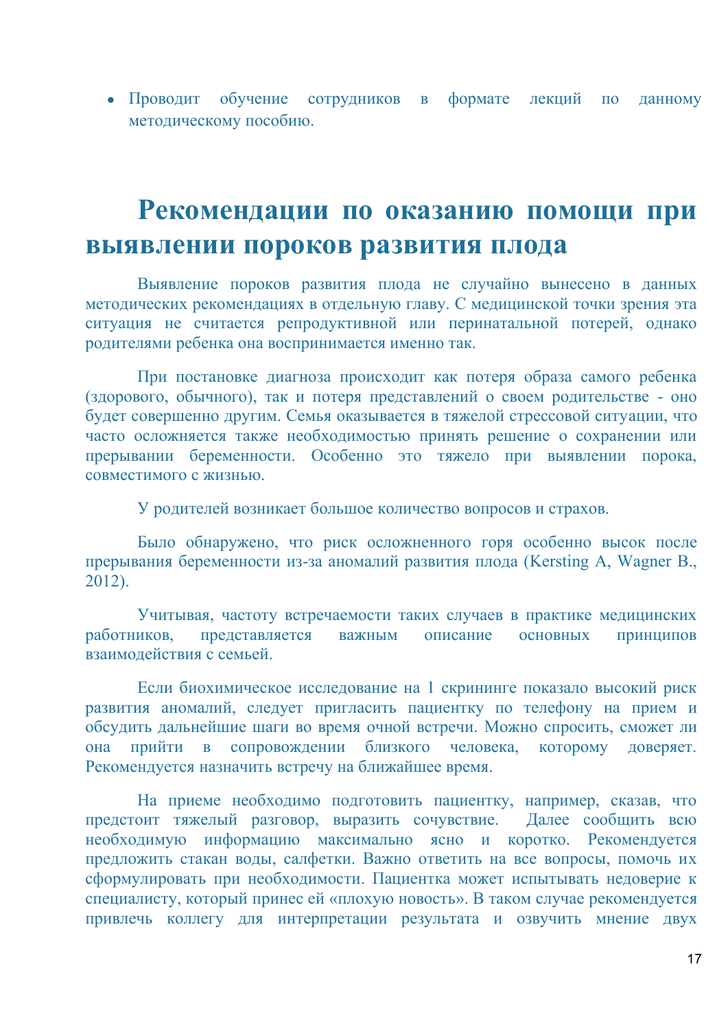- Проводит обучение сотрудников в формате лекций по данному методическому пособию.

# Рекомендации по оказанию помощи при выявлении пороков развития плода

Выявление пороков развития плода не случайно вынесено в данных методических рекомендациях в отдельную главу. С медицинской точки зрения эта ситуация не считается репродуктивной или перинатальной потерей, однако родителями ребенка она воспринимается именно так.

При постановке диагноза происходит как потеря образа самого ребенка (здорового, обычного), так и потеря представлений о своем родительстве - оно будет совершенно другим. Семья оказывается в тяжелой стрессовой ситуации, что часто осложняется также необходимостью принять решение о сохранении или прерывании беременности. Особенно это тяжело при выявлении порока, совместимого с жизнью.

У родителей возникает большое количество вопросов и страхов.

Было обнаружено, что риск осложненного горя особенно высок после прерывания беременности из-за аномалий развития плода (Kersting A, Wagner B., 2012).

Учитывая, частоту встречаемости таких случаев в практике медицинских работников, представляется важным описание основных принципов взаимодействия с семьей.

Если биохимическое исследование на 1 скрининге показало высокий риск развития аномалий, следует пригласить пациентку по телефону на прием и обсудить дальнейшие шаги во время очной встречи. Можно спросить, сможет ли она прийти в сопровождении близкого человека, которому доверяет. Рекомендуется назначить встречу на ближайшее время.

На приеме необходимо подготовить пациентку, например, сказав, что предстоит тяжелый разговор, выразить сочувствие. Далее сообщить всю необходимую информацию максимально ясно и коротко. Рекомендуется предложить стакан воды, салфетки. Важно ответить на все вопросы, помочь их сформулировать при необходимости. Пациентка может испытывать недоверие к специалисту, который принес ей «плохую новость». В таком случае рекомендуется привлечь коллегу для интерпретации результата и озвучить мнение двух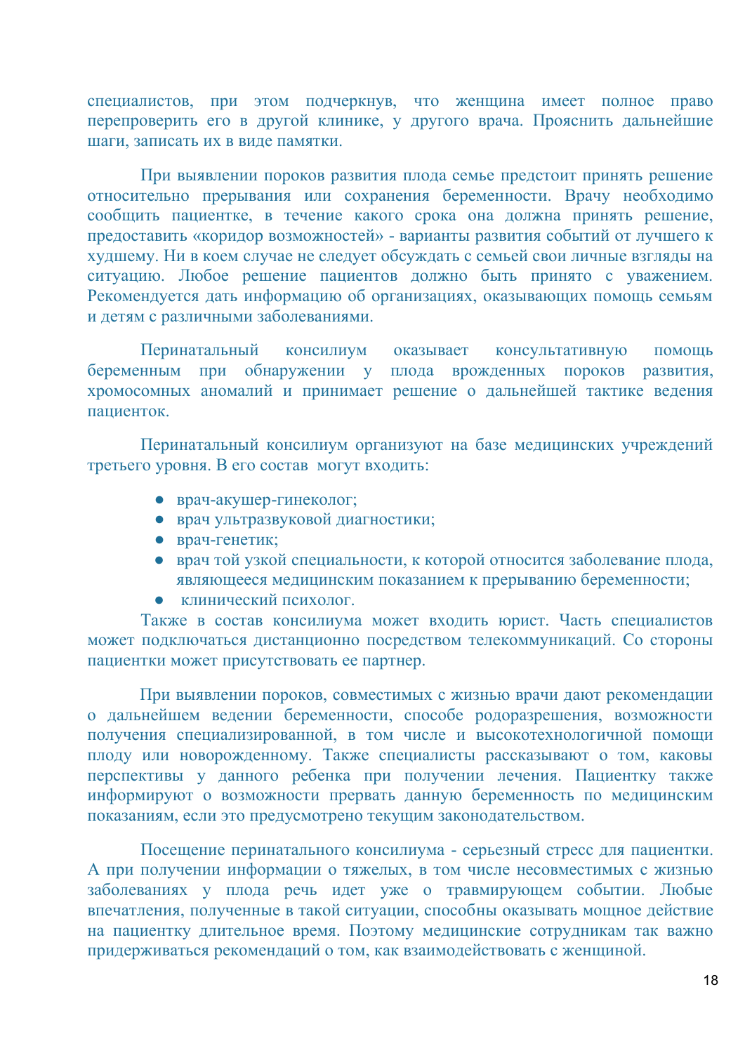специалистов, при этом подчеркнув, что женщина имеет полное право перепроверить его в другой клинике, у другого врача. Прояснить дальнейшие шаги, записать их в виде памятки.

При выявлении пороков развития плода семье предстоит принять решение относительно прерывания или сохранения беременности. Врачу необходимо сообщить пациентке, в течение какого срока она должна принять решение, предоставить «коридор возможностей» - варианты развития событий от лучшего к худшему. Ни в коем случае не следует обсуждать с семьей свои личные взгляды на ситуацию. Любое решение пациентов должно быть принято с уважением. Рекомендуется дать информацию об организациях, оказывающих помощь семьям и детям с различными заболеваниями.

Перинатальный консилиум оказывает консультативную помощь беременным при обнаружении у плода врожденных пороков развития, хромосомных аномалий и принимает решение о дальнейшей тактике ведения пациенток.

Перинатальный консилиум организуют на базе медицинских учреждений третьего уровня. В его состав могут входить:

- врач-акушер-гинеколог;
- врач ультразвуковой диагностики;
- врач-генетик;
- врач той узкой специальности, к которой относится заболевание плода, являющееся медицинским показанием к прерыванию беременности;
- клинический психолог.

Также в состав консилиума может входить юрист. Часть специалистов может подключаться дистанционно посредством телекоммуникаций. Со стороны пациентки может присутствовать ее партнер.

При выявлении пороков, совместимых с жизнью врачи дают рекомендации о дальнейшем ведении беременности, способе родоразрешения, возможности получения специализированной, в том числе и высокотехнологичной помощи плоду или новорожденному. Также специалисты рассказывают о том, каковы перспективы у данного ребенка при получении лечения. Пациентку также информируют о возможности прервать данную беременность по медицинским показаниям, если это предусмотрено текущим законодательством.

Посещение перинатального консилиума - серьезный стресс для пациентки. А при получении информации о тяжелых, в том числе несовместимых с жизнью заболеваниях у плода речь идет уже о травмирующем событии. Любые впечатления, полученные в такой ситуации, способны оказывать мощное действие на пациентку длительное время. Поэтому медицинские сотрудникам так важно придерживаться рекомендаций о том, как взаимодействовать с женщиной.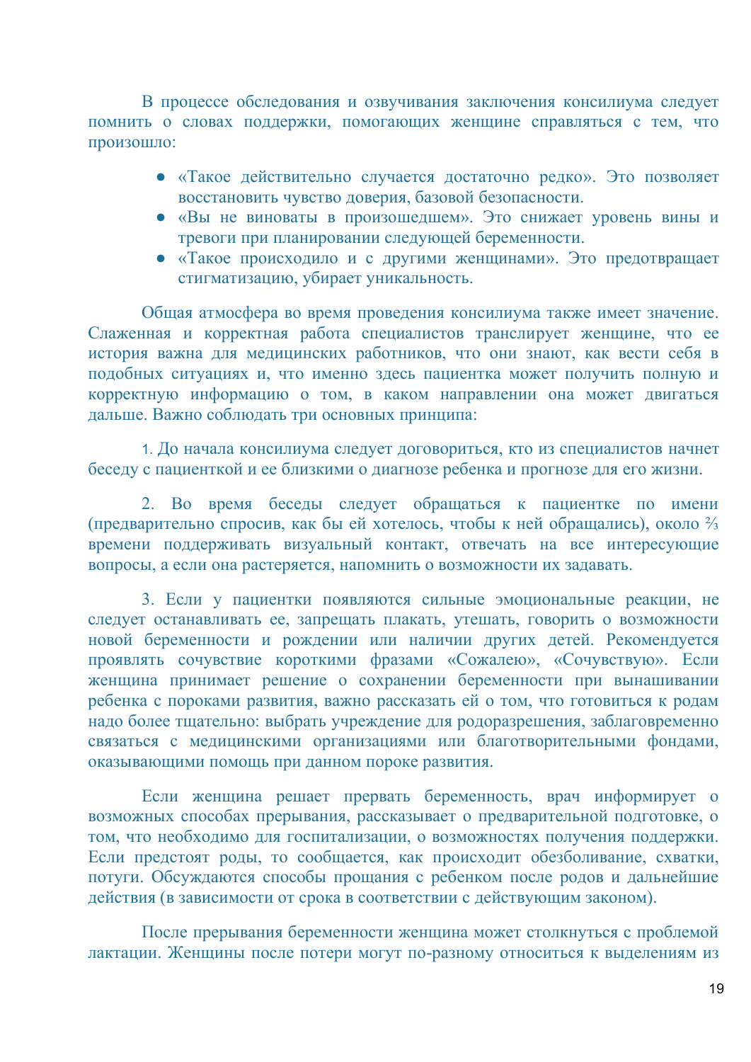В процессе обследования и озвучивания заключения консилиума следует помнить о словах поддержки, помогающих женщине справляться с тем, что произошло:

- «Такое действительно случается достаточно редко». Это позволяет восстановить чувство доверия, базовой безопасности.
- «Вы не виноваты в произошедшем». Это снижает уровень вины и тревоги при планировании следующей беременности.
- «Такое происходило и с другими женщинами». Это предотвращает стигматизацию, убирает уникальность.

Общая атмосфера во время проведения консилиума также имеет значение. Слаженная и корректная работа специалистов транслирует женщине, что ее история важна для медицинских работников, что они знают, как вести себя в подобных ситуациях и, что именно здесь пациентка может получить полную и корректную информацию о том, в каком направлении она может двигаться дальше. Важно соблюдать три основных принципа:

1. До начала консилиума следует договориться, кто из специалистов начнет беседу с пациенткой и ее близкими о диагнозе ребенка и прогнозе для его жизни.

2. Во время беседы следует обращаться к пациентке по имени (предварительно спросив, как бы ей хотелось, чтобы к ней обращались), около ⅔ времени поддерживать визуальный контакт, отвечать на все интересующие вопросы, а если она растеряется, напомнить о возможности их задавать.

3. Если у пациентки появляются сильные эмоциональные реакции, не следует останавливать ее, запрещать плакать, утешать, говорить о возможности новой беременности и рождении или наличии других детей. Рекомендуется проявлять сочувствие короткими фразами «Сожалею», «Сочувствую». Если женщина принимает решение о сохранении беременности при вынашивании ребенка с пороками развития, важно рассказать ей о том, что готовиться к родам надо более тщательно: выбрать учреждение для родоразрешения, заблаговременно связаться с медицинскими организациями или благотворительными фондами, оказывающими помощь при данном пороке развития.

Если женщина решает прервать беременность, врач информирует о возможных способах прерывания, рассказывает о предварительной подготовке, о том, что необходимо для госпитализации, о возможностях получения поддержки. Если предстоят роды, то сообщается, как происходит обезболивание, схватки, потуги. Обсуждаются способы прощания с ребенком после родов и дальнейшие действия (в зависимости от срока в соответствии с действующим законом).

После прерывания беременности женщина может столкнуться с проблемой лактации. Женщины после потери могут по-разному относиться к выделениям из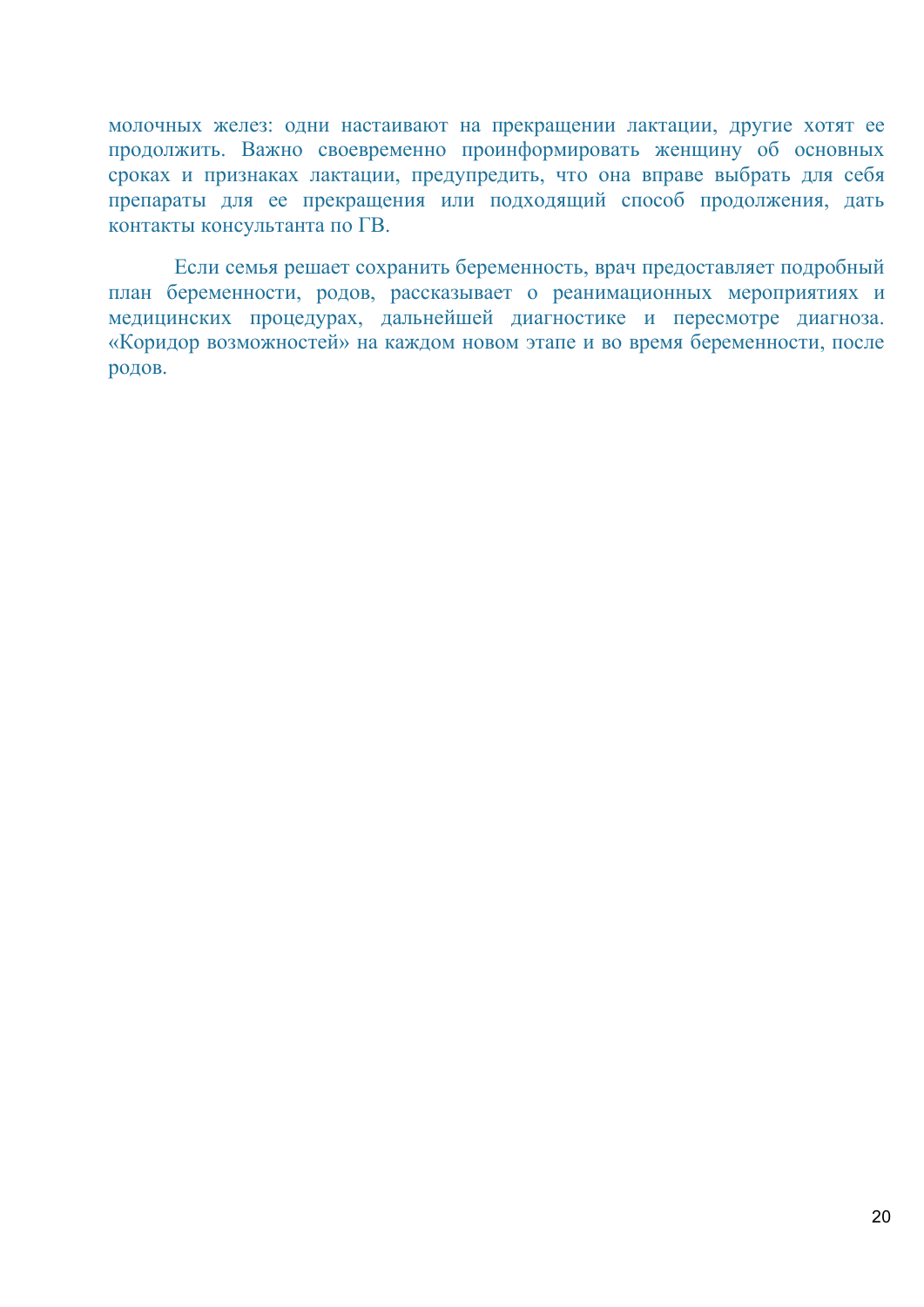молочных желез: одни настаивают на прекращении лактации, другие хотят ее продолжить. Важно своевременно проинформировать женщину об основных сроках и признаках лактации, предупредить, что она вправе выбрать для себя препараты для ее прекращения или подходящий способ продолжения, дать контакты консультанта по ГВ.

Если семья решает сохранить беременность, врач предоставляет подробный план беременности, родов, рассказывает о реанимационных мероприятиях и медицинских процедурах, дальнейшей диагностике и пересмотре диагноза. «Коридор возможностей» на каждом новом этапе и во время беременности, после родов.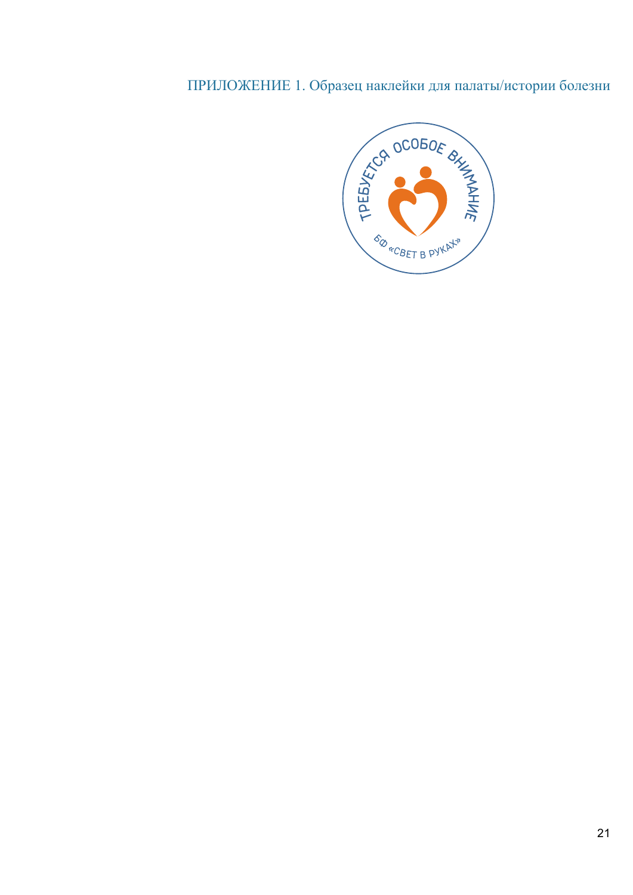ПРИЛОЖЕНИЕ 1. Образец наклейки для палаты/истории болезни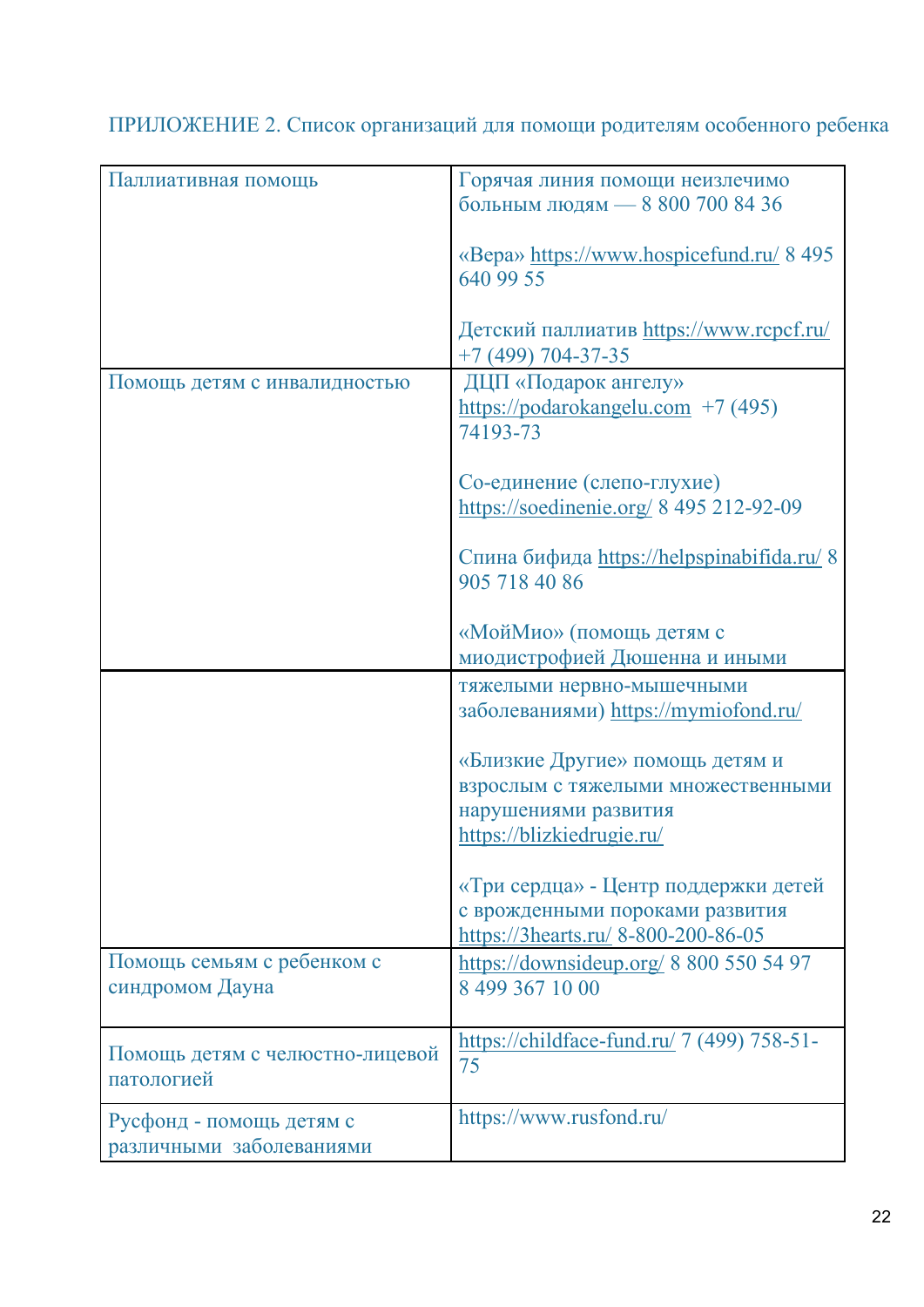ПРИЛОЖЕНИЕ 2. Список организаций для помощи родителям особенного ребенка

| | |
|---|---|
| Паллиативная помощь | Горячая линия помощи неизлечимо больным людям — 8 800 700 84 36<br><br>«Вера» https://www.hospicefund.ru/ 8 495 640 99 55<br><br>Детский паллиатив https://www.rcpcf.ru/ +7 (499) 704-37-35 |
| Помощь детям с инвалидностью | ДЦП «Подарок ангелу» https://podarokangelu.com +7 (495) 74193-73<br><br>Со-единение (слепо-глухие) https://soedinenie.org/ 8 495 212-92-09<br><br>Спина бифида https://helpspinabifida.ru/ 8 905 718 40 86<br><br>«МойМио» (помощь детям с миодистрофией Дюшенна и иными тяжелыми нервно-мышечными заболеваниями) https://mymiofond.ru/<br><br>«Близкие Другие» помощь детям и взрослым с тяжелыми множественными нарушениями развития https://blizkiedrugie.ru/<br><br>«Три сердца» - Центр поддержки детей с врожденными пороками развития https://3hearts.ru/ 8-800-200-86-05 |
| Помощь семьям с ребенком с синдромом Дауна | https://downsideup.org/ 8 800 550 54 97<br>8 499 367 10 00 |
| Помощь детям с челюстно-лицевой патологией | https://childface-fund.ru/ 7 (499) 758-51-75 |
| Русфонд - помощь детям с различными заболеваниями | https://www.rusfond.ru/ |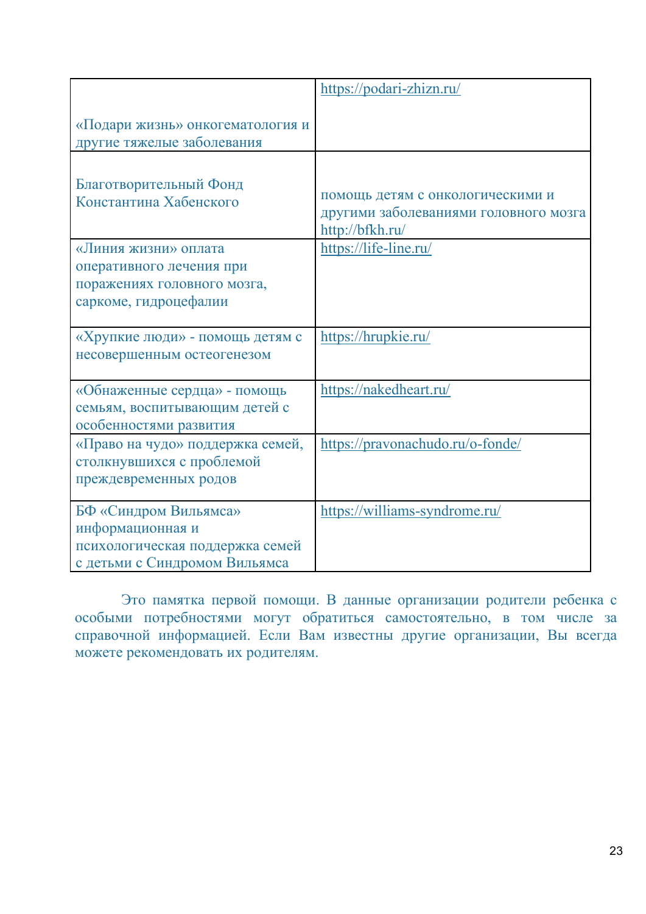| | |
|---|---|
| «Подари жизнь» онкогематология и другие тяжелые заболевания | https://podari-zhizn.ru/ |
| Благотворительный Фонд Константина Хабенского | помощь детям с онкологическими и другими заболеваниями головного мозга http://bfkh.ru/ |
| «Линия жизни» оплата оперативного лечения при поражениях головного мозга, саркоме, гидроцефалии | https://life-line.ru/ |
| «Хрупкие люди» - помощь детям с несовершенным остеогенезом | https://hrupkie.ru/ |
| «Обнаженные сердца» - помощь семьям, воспитывающим детей с особенностями развития | https://nakedheart.ru/ |
| «Право на чудо» поддержка семей, столкнувшихся с проблемой преждевременных родов | https://pravonachudo.ru/o-fonde/ |
| БФ «Синдром Вильямса» информационная и психологическая поддержка семей с детьми с Синдромом Вильямса | https://williams-syndrome.ru/ |

Это памятка первой помощи. В данные организации родители ребенка с особыми потребностями могут обратиться самостоятельно, в том числе за справочной информацией. Если Вам известны другие организации, Вы всегда можете рекомендовать их родителям.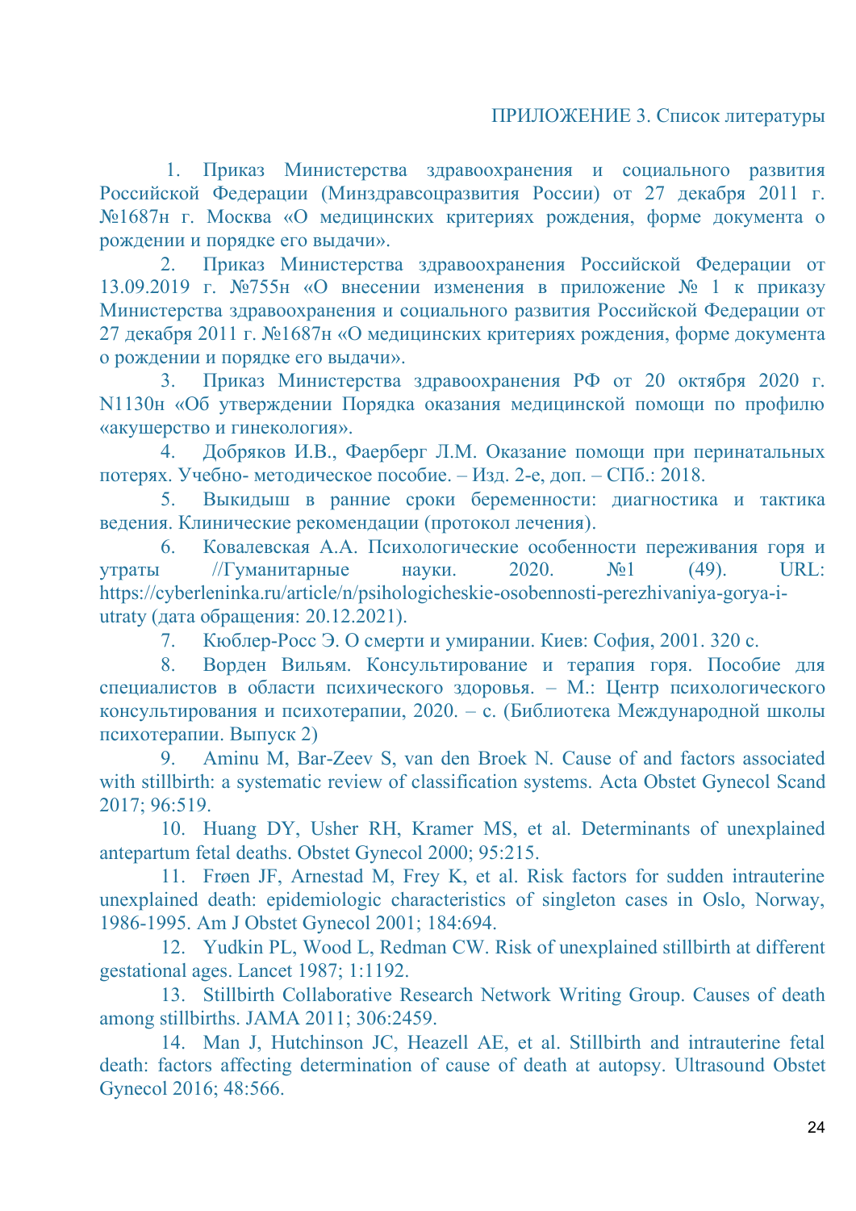ПРИЛОЖЕНИЕ 3. Список литературы

1. Приказ Министерства здравоохранения и социального развития Российской Федерации (Минздравсоцразвития России) от 27 декабря 2011 г. №1687н г. Москва «О медицинских критериях рождения, форме документа о рождении и порядке его выдачи».
2. Приказ Министерства здравоохранения Российской Федерации от 13.09.2019 г. №755н «О внесении изменения в приложение № 1 к приказу Министерства здравоохранения и социального развития Российской Федерации от 27 декабря 2011 г. №1687н «О медицинских критериях рождения, форме документа о рождении и порядке его выдачи».
3. Приказ Министерства здравоохранения РФ от 20 октября 2020 г. N1130н «Об утверждении Порядка оказания медицинской помощи по профилю «акушерство и гинекология».
4. Добряков И.В., Фаерберг Л.М. Оказание помощи при перинатальных потерях. Учебно- методическое пособие. – Изд. 2-е, доп. – СПб.: 2018.
5. Выкидыш в ранние сроки беременности: диагностика и тактика ведения. Клинические рекомендации (протокол лечения).
6. Ковалевская А.А. Психологические особенности переживания горя и утраты //Гуманитарные науки. 2020. №1 (49). URL: https://cyberleninka.ru/article/n/psihologicheskie-osobennosti-perezhivaniya-gorya-i-utraty (дата обращения: 20.12.2021).
7. Кюблер-Росс Э. О смерти и умирании. Киев: София, 2001. 320 с.
8. Ворден Вильям. Консультирование и терапия горя. Пособие для специалистов в области психического здоровья. – М.: Центр психологического консультирования и психотерапии, 2020. – с. (Библиотека Международной школы психотерапии. Выпуск 2)
9. Aminu M, Bar-Zeev S, van den Broek N. Cause of and factors associated with stillbirth: a systematic review of classification systems. Acta Obstet Gynecol Scand 2017; 96:519.
10. Huang DY, Usher RH, Kramer MS, et al. Determinants of unexplained antepartum fetal deaths. Obstet Gynecol 2000; 95:215.
11. Frøen JF, Arnestad M, Frey K, et al. Risk factors for sudden intrauterine unexplained death: epidemiologic characteristics of singleton cases in Oslo, Norway, 1986-1995. Am J Obstet Gynecol 2001; 184:694.
12. Yudkin PL, Wood L, Redman CW. Risk of unexplained stillbirth at different gestational ages. Lancet 1987; 1:1192.
13. Stillbirth Collaborative Research Network Writing Group. Causes of death among stillbirths. JAMA 2011; 306:2459.
14. Man J, Hutchinson JC, Heazell AE, et al. Stillbirth and intrauterine fetal death: factors affecting determination of cause of death at autopsy. Ultrasound Obstet Gynecol 2016; 48:566.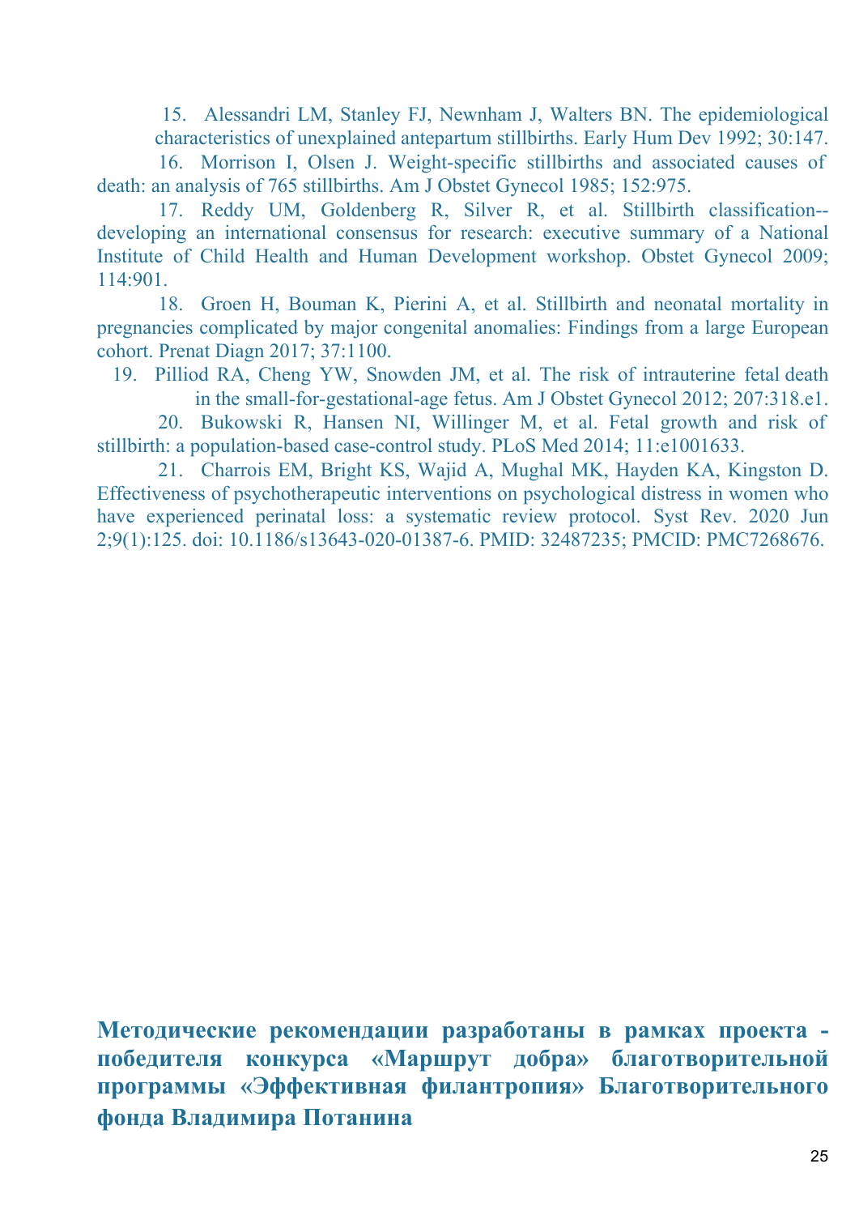15. Alessandri LM, Stanley FJ, Newnham J, Walters BN. The epidemiological characteristics of unexplained antepartum stillbirths. Early Hum Dev 1992; 30:147.
16. Morrison I, Olsen J. Weight-specific stillbirths and associated causes of death: an analysis of 765 stillbirths. Am J Obstet Gynecol 1985; 152:975.
17. Reddy UM, Goldenberg R, Silver R, et al. Stillbirth classification--developing an international consensus for research: executive summary of a National Institute of Child Health and Human Development workshop. Obstet Gynecol 2009; 114:901.
18. Groen H, Bouman K, Pierini A, et al. Stillbirth and neonatal mortality in pregnancies complicated by major congenital anomalies: Findings from a large European cohort. Prenat Diagn 2017; 37:1100.
19. Pilliod RA, Cheng YW, Snowden JM, et al. The risk of intrauterine fetal death in the small-for-gestational-age fetus. Am J Obstet Gynecol 2012; 207:318.e1.
20. Bukowski R, Hansen NI, Willinger M, et al. Fetal growth and risk of stillbirth: a population-based case-control study. PLoS Med 2014; 11:e1001633.
21. Charrois EM, Bright KS, Wajid A, Mughal MK, Hayden KA, Kingston D. Effectiveness of psychotherapeutic interventions on psychological distress in women who have experienced perinatal loss: a systematic review protocol. Syst Rev. 2020 Jun 2;9(1):125. doi: 10.1186/s13643-020-01387-6. PMID: 32487235; PMCID: PMC7268676.

**Методические рекомендации разработаны в рамках проекта - победителя конкурса «Маршрут добра» благотворительной программы «Эффективная филантропия» Благотворительного фонда Владимира Потанина**